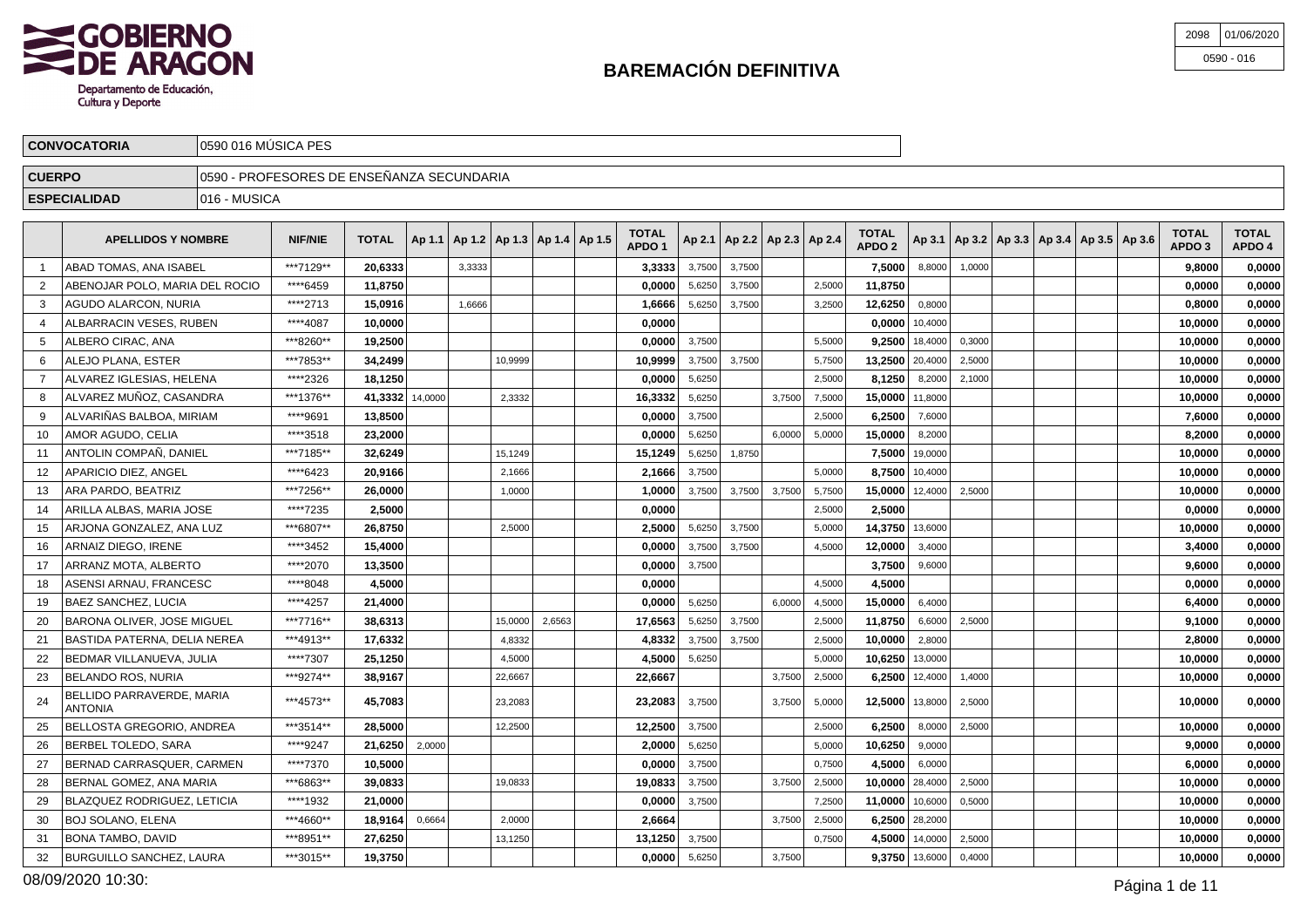GOBIERNO DE ARAGON
Departamento de Educación, Cultura y Deporte

| 2098 | 01/06/2020 |
|---|---|
| | 0590 - 016 |

# BAREMACIÓN DEFINITIVA

| | |
|---|---|
| **CONVOCATORIA** | 0590 016 MÚSICA PES |
| **CUERPO** | 0590 - PROFESORES DE ENSEÑANZA SECUNDARIA |
| **ESPECIALIDAD** | 016 - MUSICA |

| | APELLIDOS Y NOMBRE | NIF/NIE | TOTAL | Ap 1.1 | Ap 1.2 | Ap 1.3 | Ap 1.4 | Ap 1.5 | TOTAL APDO 1 | Ap 2.1 | Ap 2.2 | Ap 2.3 | Ap 2.4 | TOTAL APDO 2 | Ap 3.1 | Ap 3.2 | Ap 3.3 | Ap 3.4 | Ap 3.5 | Ap 3.6 | TOTAL APDO 3 | TOTAL APDO 4 |
|---|---|---|---|---|---|---|---|---|---|---|---|---|---|---|---|---|---|---|---|---|---|---|
| 1 | ABAD TOMAS, ANA ISABEL | ***7129** | **20,6333** | | 3,3333 | | | | **3,3333** | 3,7500 | 3,7500 | | | **7,5000** | 8,8000 | 1,0000 | | | | | **9,8000** | **0,0000** |
| 2 | ABENOJAR POLO, MARIA DEL ROCIO | ****6459 | **11,8750** | | | | | | **0,0000** | 5,6250 | 3,7500 | | 2,5000 | **11,8750** | | | | | | | **0,0000** | **0,0000** |
| 3 | AGUDO ALARCON, NURIA | ****2713 | **15,0916** | | 1,6666 | | | | **1,6666** | 5,6250 | 3,7500 | | 3,2500 | **12,6250** | 0,8000 | | | | | | **0,8000** | **0,0000** |
| 4 | ALBARRACIN VESES, RUBEN | ****4087 | **10,0000** | | | | | | **0,0000** | | | | | **0,0000** | 10,4000 | | | | | | **10,0000** | **0,0000** |
| 5 | ALBERO CIRAC, ANA | ***8260** | **19,2500** | | | | | | **0,0000** | 3,7500 | | | 5,5000 | **9,2500** | 18,4000 | 0,3000 | | | | | **10,0000** | **0,0000** |
| 6 | ALEJO PLANA, ESTER | ***7853** | **34,2499** | | | 10,9999 | | | **10,9999** | 3,7500 | 3,7500 | | 5,7500 | **13,2500** | 20,4000 | 2,5000 | | | | | **10,0000** | **0,0000** |
| 7 | ALVAREZ IGLESIAS, HELENA | ****2326 | **18,1250** | | | | | | **0,0000** | 5,6250 | | | 2,5000 | **8,1250** | 8,2000 | 2,1000 | | | | | **10,0000** | **0,0000** |
| 8 | ALVAREZ MUÑOZ, CASANDRA | ***1376** | **41,3332** | 14,0000 | | 2,3332 | | | **16,3332** | 5,6250 | | 3,7500 | 7,5000 | **15,0000** | 11,8000 | | | | | | **10,0000** | **0,0000** |
| 9 | ALVARIÑAS BALBOA, MIRIAM | ****9691 | **13,8500** | | | | | | **0,0000** | 3,7500 | | | 2,5000 | **6,2500** | 7,6000 | | | | | | **7,6000** | **0,0000** |
| 10 | AMOR AGUDO, CELIA | ****3518 | **23,2000** | | | | | | **0,0000** | 5,6250 | | 6,0000 | 5,0000 | **15,0000** | 8,2000 | | | | | | **8,2000** | **0,0000** |
| 11 | ANTOLIN COMPAÑ, DANIEL | ***7185** | **32,6249** | | | 15,1249 | | | **15,1249** | 5,6250 | 1,8750 | | | **7,5000** | 19,0000 | | | | | | **10,0000** | **0,0000** |
| 12 | APARICIO DIEZ, ANGEL | ****6423 | **20,9166** | | | 2,1666 | | | **2,1666** | 3,7500 | | | 5,0000 | **8,7500** | 10,4000 | | | | | | **10,0000** | **0,0000** |
| 13 | ARA PARDO, BEATRIZ | ***7256** | **26,0000** | | | 1,0000 | | | **1,0000** | 3,7500 | 3,7500 | 3,7500 | 5,7500 | **15,0000** | 12,4000 | 2,5000 | | | | | **10,0000** | **0,0000** |
| 14 | ARILLA ALBAS, MARIA JOSE | ****7235 | **2,5000** | | | | | | **0,0000** | | | | 2,5000 | **2,5000** | | | | | | | **0,0000** | **0,0000** |
| 15 | ARJONA GONZALEZ, ANA LUZ | ***6807** | **26,8750** | | | 2,5000 | | | **2,5000** | 5,6250 | 3,7500 | | 5,0000 | **14,3750** | 13,6000 | | | | | | **10,0000** | **0,0000** |
| 16 | ARNAIZ DIEGO, IRENE | ****3452 | **15,4000** | | | | | | **0,0000** | 3,7500 | 3,7500 | | 4,5000 | **12,0000** | 3,4000 | | | | | | **3,4000** | **0,0000** |
| 17 | ARRANZ MOTA, ALBERTO | ****2070 | **13,3500** | | | | | | **0,0000** | 3,7500 | | | | **3,7500** | 9,6000 | | | | | | **9,6000** | **0,0000** |
| 18 | ASENSI ARNAU, FRANCESC | ****8048 | **4,5000** | | | | | | **0,0000** | | | | 4,5000 | **4,5000** | | | | | | | **0,0000** | **0,0000** |
| 19 | BAEZ SANCHEZ, LUCIA | ****4257 | **21,4000** | | | | | | **0,0000** | 5,6250 | | 6,0000 | 4,5000 | **15,0000** | 6,4000 | | | | | | **6,4000** | **0,0000** |
| 20 | BARONA OLIVER, JOSE MIGUEL | ***7716** | **38,6313** | | | 15,0000 | 2,6563 | | **17,6563** | 5,6250 | 3,7500 | | 2,5000 | **11,8750** | 6,6000 | 2,5000 | | | | | **9,1000** | **0,0000** |
| 21 | BASTIDA PATERNA, DELIA NEREA | ***4913** | **17,6332** | | | 4,8332 | | | **4,8332** | 3,7500 | 3,7500 | | 2,5000 | **10,0000** | 2,8000 | | | | | | **2,8000** | **0,0000** |
| 22 | BEDMAR VILLANUEVA, JULIA | ****7307 | **25,1250** | | | 4,5000 | | | **4,5000** | 5,6250 | | | 5,0000 | **10,6250** | 13,0000 | | | | | | **10,0000** | **0,0000** |
| 23 | BELANDO ROS, NURIA | ***9274** | **38,9167** | | | 22,6667 | | | **22,6667** | | | 3,7500 | 2,5000 | **6,2500** | 12,4000 | 1,4000 | | | | | **10,0000** | **0,0000** |
| 24 | BELLIDO PARRAVERDE, MARIA ANTONIA | ***4573** | **45,7083** | | | 23,2083 | | | **23,2083** | 3,7500 | | 3,7500 | 5,0000 | **12,5000** | 13,8000 | 2,5000 | | | | | **10,0000** | **0,0000** |
| 25 | BELLOSTA GREGORIO, ANDREA | ***3514** | **28,5000** | | | 12,2500 | | | **12,2500** | 3,7500 | | | 2,5000 | **6,2500** | 8,0000 | 2,5000 | | | | | **10,0000** | **0,0000** |
| 26 | BERBEL TOLEDO, SARA | ****9247 | **21,6250** | 2,0000 | | | | | **2,0000** | 5,6250 | | | 5,0000 | **10,6250** | 9,0000 | | | | | | **9,0000** | **0,0000** |
| 27 | BERNAD CARRASQUER, CARMEN | ****7370 | **10,5000** | | | | | | **0,0000** | 3,7500 | | | 0,7500 | **4,5000** | 6,0000 | | | | | | **6,0000** | **0,0000** |
| 28 | BERNAL GOMEZ, ANA MARIA | ***6863** | **39,0833** | | | 19,0833 | | | **19,0833** | 3,7500 | | 3,7500 | 2,5000 | **10,0000** | 28,4000 | 2,5000 | | | | | **10,0000** | **0,0000** |
| 29 | BLAZQUEZ RODRIGUEZ, LETICIA | ****1932 | **21,0000** | | | | | | **0,0000** | 3,7500 | | | 7,2500 | **11,0000** | 10,6000 | 0,5000 | | | | | **10,0000** | **0,0000** |
| 30 | BOJ SOLANO, ELENA | ***4660** | **18,9164** | 0,6664 | | 2,0000 | | | **2,6664** | | | 3,7500 | 2,5000 | **6,2500** | 28,2000 | | | | | | **10,0000** | **0,0000** |
| 31 | BONA TAMBO, DAVID | ***8951** | **27,6250** | | | 13,1250 | | | **13,1250** | 3,7500 | | | 0,7500 | **4,5000** | 14,0000 | 2,5000 | | | | | **10,0000** | **0,0000** |
| 32 | BURGUILLO SANCHEZ, LAURA | ***3015** | **19,3750** | | | | | | **0,0000** | 5,6250 | | 3,7500 | | **9,3750** | 13,6000 | 0,4000 | | | | | **10,0000** | **0,0000** |

08/09/2020 10:30: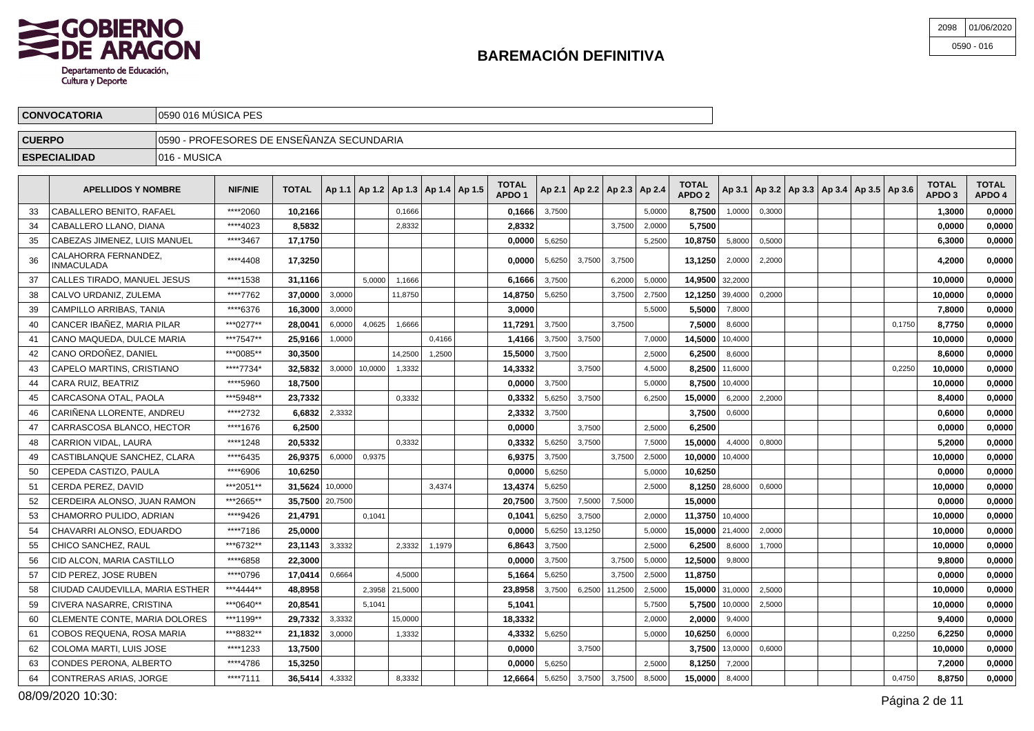# BAREMACIÓN DEFINITIVA

| | |
|---|---|
| 2098 | 01/06/2020 |
| 0590 - 016 | |

| | |
|---|---|
| **CONVOCATORIA** | 0590 016 MÚSICA PES |
| **CUERPO** | 0590 - PROFESORES DE ENSEÑANZA SECUNDARIA |
| **ESPECIALIDAD** | 016 - MUSICA |

| | APELLIDOS Y NOMBRE | NIF/NIE | TOTAL | Ap 1.1 | Ap 1.2 | Ap 1.3 | Ap 1.4 | Ap 1.5 | TOTAL APDO 1 | Ap 2.1 | Ap 2.2 | Ap 2.3 | Ap 2.4 | TOTAL APDO 2 | Ap 3.1 | Ap 3.2 | Ap 3.3 | Ap 3.4 | Ap 3.5 | Ap 3.6 | TOTAL APDO 3 | TOTAL APDO 4 |
|---|---|---|---|---|---|---|---|---|---|---|---|---|---|---|---|---|---|---|---|---|---|---|
| 33 | CABALLERO BENITO, RAFAEL | ****2060 | **10,2166** | | | 0,1666 | | | **0,1666** | 3,7500 | | | 5,0000 | **8,7500** | 1,0000 | 0,3000 | | | | | **1,3000** | **0,0000** |
| 34 | CABALLERO LLANO, DIANA | ****4023 | **8,5832** | | | 2,8332 | | | **2,8332** | | | 3,7500 | 2,0000 | **5,7500** | | | | | | | **0,0000** | **0,0000** |
| 35 | CABEZAS JIMENEZ, LUIS MANUEL | ****3467 | **17,1750** | | | | | | **0,0000** | 5,6250 | | | 5,2500 | **10,8750** | 5,8000 | 0,5000 | | | | | **6,3000** | **0,0000** |
| 36 | CALAHORRA FERNANDEZ, INMACULADA | ****4408 | **17,3250** | | | | | | **0,0000** | 5,6250 | 3,7500 | 3,7500 | | **13,1250** | 2,0000 | 2,2000 | | | | | **4,2000** | **0,0000** |
| 37 | CALLES TIRADO, MANUEL JESUS | ****1538 | **31,1166** | | 5,0000 | 1,1666 | | | **6,1666** | 3,7500 | | 6,2000 | 5,0000 | **14,9500** | 32,2000 | | | | | | **10,0000** | **0,0000** |
| 38 | CALVO URDANIZ, ZULEMA | ****7762 | **37,0000** | 3,0000 | | 11,8750 | | | **14,8750** | 5,6250 | | 3,7500 | 2,7500 | **12,1250** | 39,4000 | 0,2000 | | | | | **10,0000** | **0,0000** |
| 39 | CAMPILLO ARRIBAS, TANIA | ****6376 | **16,3000** | 3,0000 | | | | | **3,0000** | | | | 5,5000 | **5,5000** | 7,8000 | | | | | | **7,8000** | **0,0000** |
| 40 | CANCER IBAÑEZ, MARIA PILAR | ***0277** | **28,0041** | 6,0000 | 4,0625 | 1,6666 | | | **11,7291** | 3,7500 | | 3,7500 | | **7,5000** | 8,6000 | | | | | 0,1750 | **8,7750** | **0,0000** |
| 41 | CANO MAQUEDA, DULCE MARIA | ***7547** | **25,9166** | 1,0000 | | | 0,4166 | | **1,4166** | 3,7500 | 3,7500 | | 7,0000 | **14,5000** | 10,4000 | | | | | | **10,0000** | **0,0000** |
| 42 | CANO ORDOÑEZ, DANIEL | ***0085** | **30,3500** | | | 14,2500 | 1,2500 | | **15,5000** | 3,7500 | | | 2,5000 | **6,2500** | 8,6000 | | | | | | **8,6000** | **0,0000** |
| 43 | CAPELO MARTINS, CRISTIANO | ****7734* | **32,5832** | 3,0000 | 10,0000 | 1,3332 | | | **14,3332** | | 3,7500 | | 4,5000 | **8,2500** | 11,6000 | | | | | 0,2250 | **10,0000** | **0,0000** |
| 44 | CARA RUIZ, BEATRIZ | ****5960 | **18,7500** | | | | | | **0,0000** | 3,7500 | | | 5,0000 | **8,7500** | 10,4000 | | | | | | **10,0000** | **0,0000** |
| 45 | CARCASONA OTAL, PAOLA | ***5948** | **23,7332** | | | 0,3332 | | | **0,3332** | 5,6250 | 3,7500 | | 6,2500 | **15,0000** | 6,2000 | 2,2000 | | | | | **8,4000** | **0,0000** |
| 46 | CARIÑENA LLORENTE, ANDREU | ****2732 | **6,6832** | 2,3332 | | | | | **2,3332** | 3,7500 | | | | **3,7500** | 0,6000 | | | | | | **0,6000** | **0,0000** |
| 47 | CARRASCOSA BLANCO, HECTOR | ****1676 | **6,2500** | | | | | | **0,0000** | | 3,7500 | | 2,5000 | **6,2500** | | | | | | | **0,0000** | **0,0000** |
| 48 | CARRION VIDAL, LAURA | ****1248 | **20,5332** | | | 0,3332 | | | **0,3332** | 5,6250 | 3,7500 | | 7,5000 | **15,0000** | 4,4000 | 0,8000 | | | | | **5,2000** | **0,0000** |
| 49 | CASTIBLANQUE SANCHEZ, CLARA | ****6435 | **26,9375** | 6,0000 | 0,9375 | | | | **6,9375** | 3,7500 | | 3,7500 | 2,5000 | **10,0000** | 10,4000 | | | | | | **10,0000** | **0,0000** |
| 50 | CEPEDA CASTIZO, PAULA | ****6906 | **10,6250** | | | | | | **0,0000** | 5,6250 | | | 5,0000 | **10,6250** | | | | | | | **0,0000** | **0,0000** |
| 51 | CERDA PEREZ, DAVID | ***2051** | **31,5624** | 10,0000 | | | 3,4374 | | **13,4374** | 5,6250 | | | 2,5000 | **8,1250** | 28,6000 | 0,6000 | | | | | **10,0000** | **0,0000** |
| 52 | CERDEIRA ALONSO, JUAN RAMON | ***2665** | **35,7500** | 20,7500 | | | | | **20,7500** | 3,7500 | 7,5000 | 7,5000 | | **15,0000** | | | | | | | **0,0000** | **0,0000** |
| 53 | CHAMORRO PULIDO, ADRIAN | ****9426 | **21,4791** | | 0,1041 | | | | **0,1041** | 5,6250 | 3,7500 | | 2,0000 | **11,3750** | 10,4000 | | | | | | **10,0000** | **0,0000** |
| 54 | CHAVARRI ALONSO, EDUARDO | ****7186 | **25,0000** | | | | | | **0,0000** | 5,6250 | 13,1250 | | 5,0000 | **15,0000** | 21,4000 | 2,0000 | | | | | **10,0000** | **0,0000** |
| 55 | CHICO SANCHEZ, RAUL | ***6732** | **23,1143** | 3,3332 | | 2,3332 | 1,1979 | | **6,8643** | 3,7500 | | | 2,5000 | **6,2500** | 8,6000 | 1,7000 | | | | | **10,0000** | **0,0000** |
| 56 | CID ALCON, MARIA CASTILLO | ****6858 | **22,3000** | | | | | | **0,0000** | 3,7500 | | 3,7500 | 5,0000 | **12,5000** | 9,8000 | | | | | | **9,8000** | **0,0000** |
| 57 | CID PEREZ, JOSE RUBEN | ****0796 | **17,0414** | 0,6664 | | 4,5000 | | | **5,1664** | 5,6250 | | 3,7500 | 2,5000 | **11,8750** | | | | | | | **0,0000** | **0,0000** |
| 58 | CIUDAD CAUDEVILLA, MARIA ESTHER | ***4444** | **48,8958** | | 2,3958 | 21,5000 | | | **23,8958** | 3,7500 | 6,2500 | 11,2500 | 2,5000 | **15,0000** | 31,0000 | 2,5000 | | | | | **10,0000** | **0,0000** |
| 59 | CIVERA NASARRE, CRISTINA | ***0640** | **20,8541** | | 5,1041 | | | | **5,1041** | | | | 5,7500 | **5,7500** | 10,0000 | 2,5000 | | | | | **10,0000** | **0,0000** |
| 60 | CLEMENTE CONTE, MARIA DOLORES | ***1199** | **29,7332** | 3,3332 | | 15,0000 | | | **18,3332** | | | | 2,0000 | **2,0000** | 9,4000 | | | | | | **9,4000** | **0,0000** |
| 61 | COBOS REQUENA, ROSA MARIA | ***8832** | **21,1832** | 3,0000 | | 1,3332 | | | **4,3332** | 5,6250 | | | 5,0000 | **10,6250** | 6,0000 | | | | | 0,2250 | **6,2250** | **0,0000** |
| 62 | COLOMA MARTI, LUIS JOSE | ****1233 | **13,7500** | | | | | | **0,0000** | | 3,7500 | | | **3,7500** | 13,0000 | 0,6000 | | | | | **10,0000** | **0,0000** |
| 63 | CONDES PERONA, ALBERTO | ****4786 | **15,3250** | | | | | | **0,0000** | 5,6250 | | | 2,5000 | **8,1250** | 7,2000 | | | | | | **7,2000** | **0,0000** |
| 64 | CONTRERAS ARIAS, JORGE | ****7111 | **36,5414** | 4,3332 | | 8,3332 | | | **12,6664** | 5,6250 | 3,7500 | 3,7500 | 8,5000 | **15,0000** | 8,4000 | | | | | 0,4750 | **8,8750** | **0,0000** |

08/09/2020 10:30: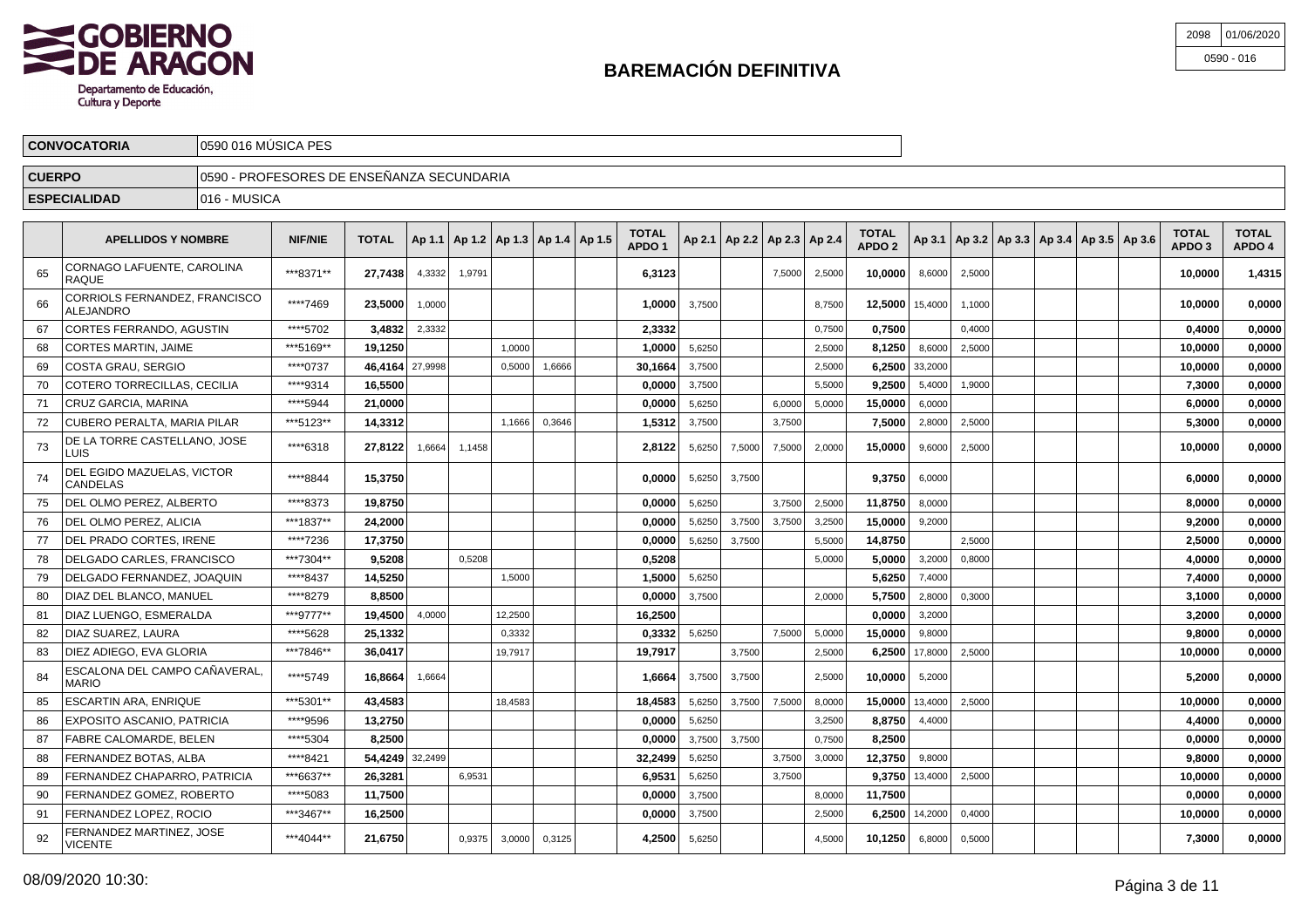**GOBIERNO DE ARAGON**
Departamento de Educación, Cultura y Deporte

| 2098 | 01/06/2020 |
|---|---|
| 0590 - 016 | |

# BAREMACIÓN DEFINITIVA

| | |
|---|---|
| **CONVOCATORIA** | 0590 016 MÚSICA PES |
| **CUERPO** | 0590 - PROFESORES DE ENSEÑANZA SECUNDARIA |
| **ESPECIALIDAD** | 016 - MUSICA |

| | APELLIDOS Y NOMBRE | NIF/NIE | TOTAL | Ap 1.1 | Ap 1.2 | Ap 1.3 | Ap 1.4 | Ap 1.5 | TOTAL APDO 1 | Ap 2.1 | Ap 2.2 | Ap 2.3 | Ap 2.4 | TOTAL APDO 2 | Ap 3.1 | Ap 3.2 | Ap 3.3 | Ap 3.4 | Ap 3.5 | Ap 3.6 | TOTAL APDO 3 | TOTAL APDO 4 |
|---|---|---|---|---|---|---|---|---|---|---|---|---|---|---|---|---|---|---|---|---|---|---|
| 65 | CORNAGO LAFUENTE, CAROLINA RAQUE | ***8371** | **27,7438** | 4,3332 | 1,9791 | | | | **6,3123** | | | 7,5000 | 2,5000 | **10,0000** | 8,6000 | 2,5000 | | | | | **10,0000** | **1,4315** |
| 66 | CORRIOLS FERNANDEZ, FRANCISCO ALEJANDRO | ****7469 | **23,5000** | 1,0000 | | | | | **1,0000** | 3,7500 | | | 8,7500 | **12,5000** | 15,4000 | 1,1000 | | | | | **10,0000** | **0,0000** |
| 67 | CORTES FERRANDO, AGUSTIN | ****5702 | **3,4832** | 2,3332 | | | | | **2,3332** | | | | 0,7500 | **0,7500** | | 0,4000 | | | | | **0,4000** | **0,0000** |
| 68 | CORTES MARTIN, JAIME | ***5169** | **19,1250** | | | 1,0000 | | | **1,0000** | 5,6250 | | | 2,5000 | **8,1250** | 8,6000 | 2,5000 | | | | | **10,0000** | **0,0000** |
| 69 | COSTA GRAU, SERGIO | ****0737 | **46,4164** | 27,9998 | | 0,5000 | 1,6666 | | **30,1664** | 3,7500 | | | 2,5000 | **6,2500** | 33,2000 | | | | | | **10,0000** | **0,0000** |
| 70 | COTERO TORRECILLAS, CECILIA | ****9314 | **16,5500** | | | | | | **0,0000** | 3,7500 | | | 5,5000 | **9,2500** | 5,4000 | 1,9000 | | | | | **7,3000** | **0,0000** |
| 71 | CRUZ GARCIA, MARINA | ****5944 | **21,0000** | | | | | | **0,0000** | 5,6250 | | 6,0000 | 5,0000 | **15,0000** | 6,0000 | | | | | | **6,0000** | **0,0000** |
| 72 | CUBERO PERALTA, MARIA PILAR | ***5123** | **14,3312** | | | 1,1666 | 0,3646 | | **1,5312** | 3,7500 | | 3,7500 | | **7,5000** | 2,8000 | 2,5000 | | | | | **5,3000** | **0,0000** |
| 73 | DE LA TORRE CASTELLANO, JOSE LUIS | ****6318 | **27,8122** | 1,6664 | 1,1458 | | | | **2,8122** | 5,6250 | 7,5000 | 7,5000 | 2,0000 | **15,0000** | 9,6000 | 2,5000 | | | | | **10,0000** | **0,0000** |
| 74 | DEL EGIDO MAZUELAS, VICTOR CANDELAS | ****8844 | **15,3750** | | | | | | **0,0000** | 5,6250 | 3,7500 | | | **9,3750** | 6,0000 | | | | | | **6,0000** | **0,0000** |
| 75 | DEL OLMO PEREZ, ALBERTO | ****8373 | **19,8750** | | | | | | **0,0000** | 5,6250 | | 3,7500 | 2,5000 | **11,8750** | 8,0000 | | | | | | **8,0000** | **0,0000** |
| 76 | DEL OLMO PEREZ, ALICIA | ***1837** | **24,2000** | | | | | | **0,0000** | 5,6250 | 3,7500 | 3,7500 | 3,2500 | **15,0000** | 9,2000 | | | | | | **9,2000** | **0,0000** |
| 77 | DEL PRADO CORTES, IRENE | ****7236 | **17,3750** | | | | | | **0,0000** | 5,6250 | 3,7500 | | 5,5000 | **14,8750** | | 2,5000 | | | | | **2,5000** | **0,0000** |
| 78 | DELGADO CARLES, FRANCISCO | ***7304** | **9,5208** | | 0,5208 | | | | **0,5208** | | | | 5,0000 | **5,0000** | 3,2000 | 0,8000 | | | | | **4,0000** | **0,0000** |
| 79 | DELGADO FERNANDEZ, JOAQUIN | ****8437 | **14,5250** | | | 1,5000 | | | **1,5000** | 5,6250 | | | | **5,6250** | 7,4000 | | | | | | **7,4000** | **0,0000** |
| 80 | DIAZ DEL BLANCO, MANUEL | ****8279 | **8,8500** | | | | | | **0,0000** | 3,7500 | | | 2,0000 | **5,7500** | 2,8000 | 0,3000 | | | | | **3,1000** | **0,0000** |
| 81 | DIAZ LUENGO, ESMERALDA | ***9777** | **19,4500** | 4,0000 | | 12,2500 | | | **16,2500** | | | | | **0,0000** | 3,2000 | | | | | | **3,2000** | **0,0000** |
| 82 | DIAZ SUAREZ, LAURA | ****5628 | **25,1332** | | | 0,3332 | | | **0,3332** | 5,6250 | | 7,5000 | 5,0000 | **15,0000** | 9,8000 | | | | | | **9,8000** | **0,0000** |
| 83 | DIEZ ADIEGO, EVA GLORIA | ***7846** | **36,0417** | | | 19,7917 | | | **19,7917** | | 3,7500 | | 2,5000 | **6,2500** | 17,8000 | 2,5000 | | | | | **10,0000** | **0,0000** |
| 84 | ESCALONA DEL CAMPO CAÑAVERAL, MARIO | ****5749 | **16,8664** | 1,6664 | | | | | **1,6664** | 3,7500 | 3,7500 | | 2,5000 | **10,0000** | 5,2000 | | | | | | **5,2000** | **0,0000** |
| 85 | ESCARTIN ARA, ENRIQUE | ***5301** | **43,4583** | | | 18,4583 | | | **18,4583** | 5,6250 | 3,7500 | 7,5000 | 8,0000 | **15,0000** | 13,4000 | 2,5000 | | | | | **10,0000** | **0,0000** |
| 86 | EXPOSITO ASCANIO, PATRICIA | ****9596 | **13,2750** | | | | | | **0,0000** | 5,6250 | | | 3,2500 | **8,8750** | 4,4000 | | | | | | **4,4000** | **0,0000** |
| 87 | FABRE CALOMARDE, BELEN | ****5304 | **8,2500** | | | | | | **0,0000** | 3,7500 | 3,7500 | | 0,7500 | **8,2500** | | | | | | | **0,0000** | **0,0000** |
| 88 | FERNANDEZ BOTAS, ALBA | ****8421 | **54,4249** | 32,2499 | | | | | **32,2499** | 5,6250 | | 3,7500 | 3,0000 | **12,3750** | 9,8000 | | | | | | **9,8000** | **0,0000** |
| 89 | FERNANDEZ CHAPARRO, PATRICIA | ***6637** | **26,3281** | | 6,9531 | | | | **6,9531** | 5,6250 | | 3,7500 | | **9,3750** | 13,4000 | 2,5000 | | | | | **10,0000** | **0,0000** |
| 90 | FERNANDEZ GOMEZ, ROBERTO | ****5083 | **11,7500** | | | | | | **0,0000** | 3,7500 | | | 8,0000 | **11,7500** | | | | | | | **0,0000** | **0,0000** |
| 91 | FERNANDEZ LOPEZ, ROCIO | ***3467** | **16,2500** | | | | | | **0,0000** | 3,7500 | | | 2,5000 | **6,2500** | 14,2000 | 0,4000 | | | | | **10,0000** | **0,0000** |
| 92 | FERNANDEZ MARTINEZ, JOSE VICENTE | ***4044** | **21,6750** | | 0,9375 | 3,0000 | 0,3125 | | **4,2500** | 5,6250 | | | 4,5000 | **10,1250** | 6,8000 | 0,5000 | | | | | **7,3000** | **0,0000** |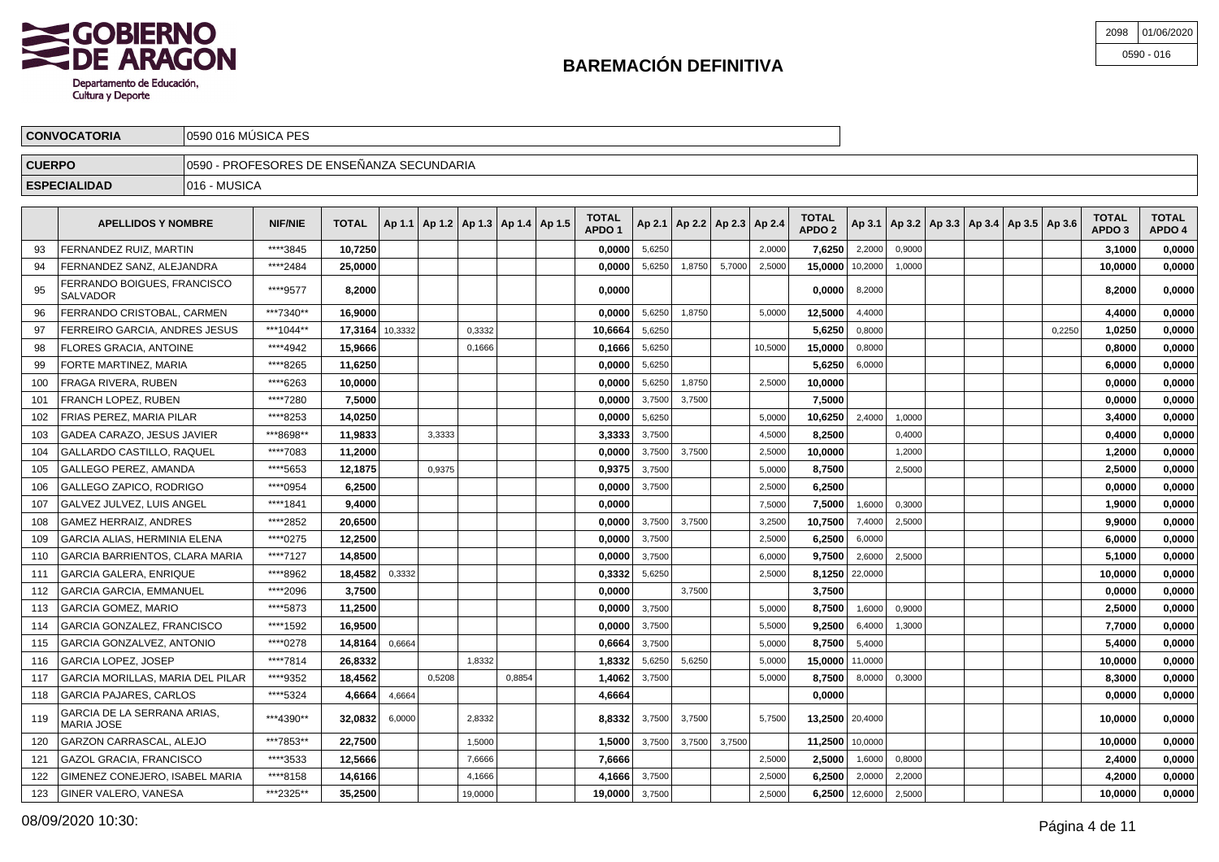# BAREMACIÓN DEFINITIVA

| 2098 | 01/06/2020 |
|---|---|
| 0590 - 016 | |

| CONVOCATORIA | 0590 016 MÚSICA PES |
|---|---|
| CUERPO | 0590 - PROFESORES DE ENSEÑANZA SECUNDARIA |
| ESPECIALIDAD | 016 - MUSICA |

| | APELLIDOS Y NOMBRE | NIF/NIE | TOTAL | Ap 1.1 | Ap 1.2 | Ap 1.3 | Ap 1.4 | Ap 1.5 | TOTAL APDO 1 | Ap 2.1 | Ap 2.2 | Ap 2.3 | Ap 2.4 | TOTAL APDO 2 | Ap 3.1 | Ap 3.2 | Ap 3.3 | Ap 3.4 | Ap 3.5 | Ap 3.6 | TOTAL APDO 3 | TOTAL APDO 4 |
|---|---|---|---|---|---|---|---|---|---|---|---|---|---|---|---|---|---|---|---|---|---|---|
| 93 | FERNANDEZ RUIZ, MARTIN | ****3845 | **10,7250** | | | | | | **0,0000** | 5,6250 | | | 2,0000 | **7,6250** | 2,2000 | 0,9000 | | | | | **3,1000** | **0,0000** |
| 94 | FERNANDEZ SANZ, ALEJANDRA | ****2484 | **25,0000** | | | | | | **0,0000** | 5,6250 | 1,8750 | 5,7000 | 2,5000 | **15,0000** | 10,2000 | 1,0000 | | | | | **10,0000** | **0,0000** |
| 95 | FERRANDO BOIGUES, FRANCISCO SALVADOR | ****9577 | **8,2000** | | | | | | **0,0000** | | | | | **0,0000** | 8,2000 | | | | | | **8,2000** | **0,0000** |
| 96 | FERRANDO CRISTOBAL, CARMEN | ***7340** | **16,9000** | | | | | | **0,0000** | 5,6250 | 1,8750 | | 5,0000 | **12,5000** | 4,4000 | | | | | | **4,4000** | **0,0000** |
| 97 | FERREIRO GARCIA, ANDRES JESUS | ***1044** | **17,3164** | 10,3332 | | 0,3332 | | | **10,6664** | 5,6250 | | | | **5,6250** | 0,8000 | | | | | 0,2250 | **1,0250** | **0,0000** |
| 98 | FLORES GRACIA, ANTOINE | ****4942 | **15,9666** | | | 0,1666 | | | **0,1666** | 5,6250 | | | 10,5000 | **15,0000** | 0,8000 | | | | | | **0,8000** | **0,0000** |
| 99 | FORTE MARTINEZ, MARIA | ****8265 | **11,6250** | | | | | | **0,0000** | 5,6250 | | | | **5,6250** | 6,0000 | | | | | | **6,0000** | **0,0000** |
| 100 | FRAGA RIVERA, RUBEN | ****6263 | **10,0000** | | | | | | **0,0000** | 5,6250 | 1,8750 | | 2,5000 | **10,0000** | | | | | | | **0,0000** | **0,0000** |
| 101 | FRANCH LOPEZ, RUBEN | ****7280 | **7,5000** | | | | | | **0,0000** | 3,7500 | 3,7500 | | | **7,5000** | | | | | | | **0,0000** | **0,0000** |
| 102 | FRIAS PEREZ, MARIA PILAR | ****8253 | **14,0250** | | | | | | **0,0000** | 5,6250 | | | 5,0000 | **10,6250** | 2,4000 | 1,0000 | | | | | **3,4000** | **0,0000** |
| 103 | GADEA CARAZO, JESUS JAVIER | ***8698** | **11,9833** | | 3,3333 | | | | **3,3333** | 3,7500 | | | 4,5000 | **8,2500** | | 0,4000 | | | | | **0,4000** | **0,0000** |
| 104 | GALLARDO CASTILLO, RAQUEL | ****7083 | **11,2000** | | | | | | **0,0000** | 3,7500 | 3,7500 | | 2,5000 | **10,0000** | | 1,2000 | | | | | **1,2000** | **0,0000** |
| 105 | GALLEGO PEREZ, AMANDA | ****5653 | **12,1875** | | 0,9375 | | | | **0,9375** | 3,7500 | | | 5,0000 | **8,7500** | | 2,5000 | | | | | **2,5000** | **0,0000** |
| 106 | GALLEGO ZAPICO, RODRIGO | ****0954 | **6,2500** | | | | | | **0,0000** | 3,7500 | | | 2,5000 | **6,2500** | | | | | | | **0,0000** | **0,0000** |
| 107 | GALVEZ JULVEZ, LUIS ANGEL | ****1841 | **9,4000** | | | | | | **0,0000** | | | | 7,5000 | **7,5000** | 1,6000 | 0,3000 | | | | | **1,9000** | **0,0000** |
| 108 | GAMEZ HERRAIZ, ANDRES | ****2852 | **20,6500** | | | | | | **0,0000** | 3,7500 | 3,7500 | | 3,2500 | **10,7500** | 7,4000 | 2,5000 | | | | | **9,9000** | **0,0000** |
| 109 | GARCIA ALIAS, HERMINIA ELENA | ****0275 | **12,2500** | | | | | | **0,0000** | 3,7500 | | | 2,5000 | **6,2500** | 6,0000 | | | | | | **6,0000** | **0,0000** |
| 110 | GARCIA BARRIENTOS, CLARA MARIA | ****7127 | **14,8500** | | | | | | **0,0000** | 3,7500 | | | 6,0000 | **9,7500** | 2,6000 | 2,5000 | | | | | **5,1000** | **0,0000** |
| 111 | GARCIA GALERA, ENRIQUE | ****8962 | **18,4582** | 0,3332 | | | | | **0,3332** | 5,6250 | | | 2,5000 | **8,1250** | 22,0000 | | | | | | **10,0000** | **0,0000** |
| 112 | GARCIA GARCIA, EMMANUEL | ****2096 | **3,7500** | | | | | | **0,0000** | | 3,7500 | | | **3,7500** | | | | | | | **0,0000** | **0,0000** |
| 113 | GARCIA GOMEZ, MARIO | ****5873 | **11,2500** | | | | | | **0,0000** | 3,7500 | | | 5,0000 | **8,7500** | 1,6000 | 0,9000 | | | | | **2,5000** | **0,0000** |
| 114 | GARCIA GONZALEZ, FRANCISCO | ****1592 | **16,9500** | | | | | | **0,0000** | 3,7500 | | | 5,5000 | **9,2500** | 6,4000 | 1,3000 | | | | | **7,7000** | **0,0000** |
| 115 | GARCIA GONZALVEZ, ANTONIO | ****0278 | **14,8164** | 0,6664 | | | | | **0,6664** | 3,7500 | | | 5,0000 | **8,7500** | 5,4000 | | | | | | **5,4000** | **0,0000** |
| 116 | GARCIA LOPEZ, JOSEP | ****7814 | **26,8332** | | | 1,8332 | | | **1,8332** | 5,6250 | 5,6250 | | 5,0000 | **15,0000** | 11,0000 | | | | | | **10,0000** | **0,0000** |
| 117 | GARCIA MORILLAS, MARIA DEL PILAR | ****9352 | **18,4562** | | 0,5208 | | 0,8854 | | **1,4062** | 3,7500 | | | 5,0000 | **8,7500** | 8,0000 | 0,3000 | | | | | **8,3000** | **0,0000** |
| 118 | GARCIA PAJARES, CARLOS | ****5324 | **4,6664** | 4,6664 | | | | | **4,6664** | | | | | **0,0000** | | | | | | | **0,0000** | **0,0000** |
| 119 | GARCIA DE LA SERRANA ARIAS, MARIA JOSE | ***4390** | **32,0832** | 6,0000 | | 2,8332 | | | **8,8332** | 3,7500 | 3,7500 | | 5,7500 | **13,2500** | 20,4000 | | | | | | **10,0000** | **0,0000** |
| 120 | GARZON CARRASCAL, ALEJO | ***7853** | **22,7500** | | | 1,5000 | | | **1,5000** | 3,7500 | 3,7500 | 3,7500 | | **11,2500** | 10,0000 | | | | | | **10,0000** | **0,0000** |
| 121 | GAZOL GRACIA, FRANCISCO | ****3533 | **12,5666** | | | 7,6666 | | | **7,6666** | | | | 2,5000 | **2,5000** | 1,6000 | 0,8000 | | | | | **2,4000** | **0,0000** |
| 122 | GIMENEZ CONEJERO, ISABEL MARIA | ****8158 | **14,6166** | | | 4,1666 | | | **4,1666** | 3,7500 | | | 2,5000 | **6,2500** | 2,0000 | 2,2000 | | | | | **4,2000** | **0,0000** |
| 123 | GINER VALERO, VANESA | ***2325** | **35,2500** | | | 19,0000 | | | **19,0000** | 3,7500 | | | 2,5000 | **6,2500** | 12,6000 | 2,5000 | | | | | **10,0000** | **0,0000** |

08/09/2020 10:30: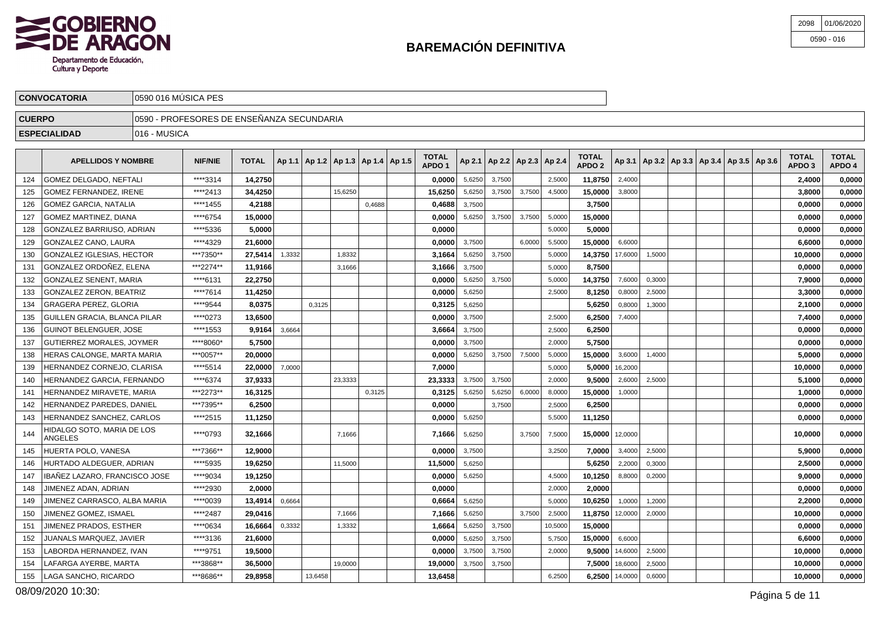# BAREMACIÓN DEFINITIVA

Departamento de Educación, Cultura y Deporte

| 2098 | 01/06/2020 |
|---|---|
| 0590 - 016 | |

| CONVOCATORIA | 0590 016 MÚSICA PES |
|---|---|
| CUERPO | 0590 - PROFESORES DE ENSEÑANZA SECUNDARIA |
| ESPECIALIDAD | 016 - MUSICA |

| | APELLIDOS Y NOMBRE | NIF/NIE | TOTAL | Ap 1.1 | Ap 1.2 | Ap 1.3 | Ap 1.4 | Ap 1.5 | TOTAL APDO 1 | Ap 2.1 | Ap 2.2 | Ap 2.3 | Ap 2.4 | TOTAL APDO 2 | Ap 3.1 | Ap 3.2 | Ap 3.3 | Ap 3.4 | Ap 3.5 | Ap 3.6 | TOTAL APDO 3 | TOTAL APDO 4 |
|---|---|---|---|---|---|---|---|---|---|---|---|---|---|---|---|---|---|---|---|---|---|---|
| 124 | GOMEZ DELGADO, NEFTALI | ****3314 | 14,2750 | | | | | | 0,0000 | 5,6250 | 3,7500 | | 2,5000 | 11,8750 | 2,4000 | | | | | | 2,4000 | 0,0000 |
| 125 | GOMEZ FERNANDEZ, IRENE | ****2413 | 34,4250 | | | 15,6250 | | | 15,6250 | 5,6250 | 3,7500 | 3,7500 | 4,5000 | 15,0000 | 3,8000 | | | | | | 3,8000 | 0,0000 |
| 126 | GOMEZ GARCIA, NATALIA | ****1455 | 4,2188 | | | | 0,4688 | | 0,4688 | 3,7500 | | | | 3,7500 | | | | | | | 0,0000 | 0,0000 |
| 127 | GOMEZ MARTINEZ, DIANA | ****6754 | 15,0000 | | | | | | 0,0000 | 5,6250 | 3,7500 | 3,7500 | 5,0000 | 15,0000 | | | | | | | 0,0000 | 0,0000 |
| 128 | GONZALEZ BARRIUSO, ADRIAN | ****5336 | 5,0000 | | | | | | 0,0000 | | | | 5,0000 | 5,0000 | | | | | | | 0,0000 | 0,0000 |
| 129 | GONZALEZ CANO, LAURA | ****4329 | 21,6000 | | | | | | 0,0000 | 3,7500 | | 6,0000 | 5,5000 | 15,0000 | 6,6000 | | | | | | 6,6000 | 0,0000 |
| 130 | GONZALEZ IGLESIAS, HECTOR | ***7350** | 27,5414 | 1,3332 | | 1,8332 | | | 3,1664 | 5,6250 | 3,7500 | | 5,0000 | 14,3750 | 17,6000 | 1,5000 | | | | | 10,0000 | 0,0000 |
| 131 | GONZALEZ ORDOÑEZ, ELENA | ***2274** | 11,9166 | | | 3,1666 | | | 3,1666 | 3,7500 | | | 5,0000 | 8,7500 | | | | | | | 0,0000 | 0,0000 |
| 132 | GONZALEZ SENENT, MARIA | ****6131 | 22,2750 | | | | | | 0,0000 | 5,6250 | 3,7500 | | 5,0000 | 14,3750 | 7,6000 | 0,3000 | | | | | 7,9000 | 0,0000 |
| 133 | GONZALEZ ZERON, BEATRIZ | ****7614 | 11,4250 | | | | | | 0,0000 | 5,6250 | | | 2,5000 | 8,1250 | 0,8000 | 2,5000 | | | | | 3,3000 | 0,0000 |
| 134 | GRAGERA PEREZ, GLORIA | ****9544 | 8,0375 | | 0,3125 | | | | 0,3125 | 5,6250 | | | | 5,6250 | 0,8000 | 1,3000 | | | | | 2,1000 | 0,0000 |
| 135 | GUILLEN GRACIA, BLANCA PILAR | ****0273 | 13,6500 | | | | | | 0,0000 | 3,7500 | | | 2,5000 | 6,2500 | 7,4000 | | | | | | 7,4000 | 0,0000 |
| 136 | GUINOT BELENGUER, JOSE | ****1553 | 9,9164 | 3,6664 | | | | | 3,6664 | 3,7500 | | | 2,5000 | 6,2500 | | | | | | | 0,0000 | 0,0000 |
| 137 | GUTIERREZ MORALES, JOYMER | ****8060* | 5,7500 | | | | | | 0,0000 | 3,7500 | | | 2,0000 | 5,7500 | | | | | | | 0,0000 | 0,0000 |
| 138 | HERAS CALONGE, MARTA MARIA | ***0057** | 20,0000 | | | | | | 0,0000 | 5,6250 | 3,7500 | 7,5000 | 5,0000 | 15,0000 | 3,6000 | 1,4000 | | | | | 5,0000 | 0,0000 |
| 139 | HERNANDEZ CORNEJO, CLARISA | ****5514 | 22,0000 | 7,0000 | | | | | 7,0000 | | | | 5,0000 | 5,0000 | 16,2000 | | | | | | 10,0000 | 0,0000 |
| 140 | HERNANDEZ GARCIA, FERNANDO | ****6374 | 37,9333 | | | 23,3333 | | | 23,3333 | 3,7500 | 3,7500 | | 2,0000 | 9,5000 | 2,6000 | 2,5000 | | | | | 5,1000 | 0,0000 |
| 141 | HERNANDEZ MIRAVETE, MARIA | ***2273** | 16,3125 | | | | 0,3125 | | 0,3125 | 5,6250 | 5,6250 | 6,0000 | 8,0000 | 15,0000 | 1,0000 | | | | | | 1,0000 | 0,0000 |
| 142 | HERNANDEZ PAREDES, DANIEL | ***7395** | 6,2500 | | | | | | 0,0000 | | 3,7500 | | 2,5000 | 6,2500 | | | | | | | 0,0000 | 0,0000 |
| 143 | HERNANDEZ SANCHEZ, CARLOS | ****2515 | 11,1250 | | | | | | 0,0000 | 5,6250 | | | 5,5000 | 11,1250 | | | | | | | 0,0000 | 0,0000 |
| 144 | HIDALGO SOTO, MARIA DE LOS ANGELES | ****0793 | 32,1666 | | | 7,1666 | | | 7,1666 | 5,6250 | | 3,7500 | 7,5000 | 15,0000 | 12,0000 | | | | | | 10,0000 | 0,0000 |
| 145 | HUERTA POLO, VANESA | ***7366** | 12,9000 | | | | | | 0,0000 | 3,7500 | | | 3,2500 | 7,0000 | 3,4000 | 2,5000 | | | | | 5,9000 | 0,0000 |
| 146 | HURTADO ALDEGUER, ADRIAN | ****5935 | 19,6250 | | | 11,5000 | | | 11,5000 | 5,6250 | | | | 5,6250 | 2,2000 | 0,3000 | | | | | 2,5000 | 0,0000 |
| 147 | IBAÑEZ LAZARO, FRANCISCO JOSE | ****9034 | 19,1250 | | | | | | 0,0000 | 5,6250 | | | 4,5000 | 10,1250 | 8,8000 | 0,2000 | | | | | 9,0000 | 0,0000 |
| 148 | JIMENEZ ADAN, ADRIAN | ****2930 | 2,0000 | | | | | | 0,0000 | | | | 2,0000 | 2,0000 | | | | | | | 0,0000 | 0,0000 |
| 149 | JIMENEZ CARRASCO, ALBA MARIA | ****0039 | 13,4914 | 0,6664 | | | | | 0,6664 | 5,6250 | | | 5,0000 | 10,6250 | 1,0000 | 1,2000 | | | | | 2,2000 | 0,0000 |
| 150 | JIMENEZ GOMEZ, ISMAEL | ****2487 | 29,0416 | | | 7,1666 | | | 7,1666 | 5,6250 | | 3,7500 | 2,5000 | 11,8750 | 12,0000 | 2,0000 | | | | | 10,0000 | 0,0000 |
| 151 | JIMENEZ PRADOS, ESTHER | ****0634 | 16,6664 | 0,3332 | | 1,3332 | | | 1,6664 | 5,6250 | 3,7500 | | 10,5000 | 15,0000 | | | | | | | 0,0000 | 0,0000 |
| 152 | JUANALS MARQUEZ, JAVIER | ****3136 | 21,6000 | | | | | | 0,0000 | 5,6250 | 3,7500 | | 5,7500 | 15,0000 | 6,6000 | | | | | | 6,6000 | 0,0000 |
| 153 | LABORDA HERNANDEZ, IVAN | ****9751 | 19,5000 | | | | | | 0,0000 | 3,7500 | 3,7500 | | 2,0000 | 9,5000 | 14,6000 | 2,5000 | | | | | 10,0000 | 0,0000 |
| 154 | LAFARGA AYERBE, MARTA | ***3868** | 36,5000 | | | 19,0000 | | | 19,0000 | 3,7500 | 3,7500 | | | 7,5000 | 18,6000 | 2,5000 | | | | | 10,0000 | 0,0000 |
| 155 | LAGA SANCHO, RICARDO | ***8686** | 29,8958 | | 13,6458 | | | | 13,6458 | | | | 6,2500 | 6,2500 | 14,0000 | 0,6000 | | | | | 10,0000 | 0,0000 |

08/09/2020 10:30: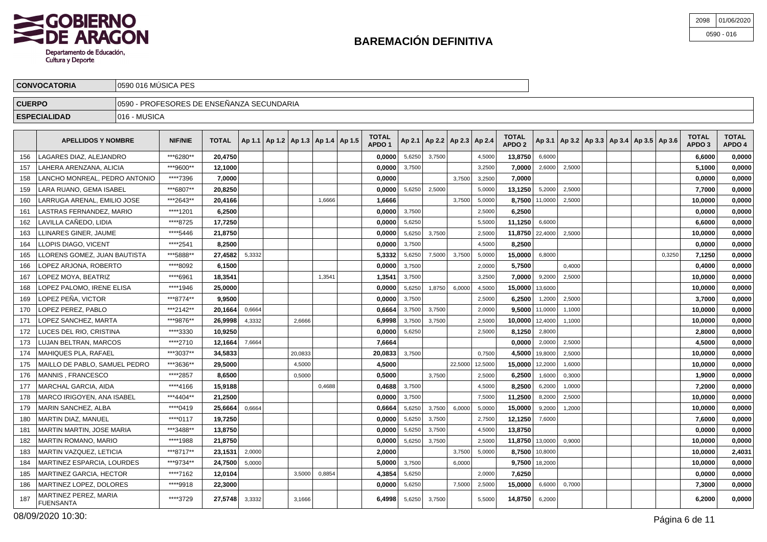# BAREMACIÓN DEFINITIVA

2098 | 01/06/2020
0590 - 016

| CONVOCATORIA | 0590 016 MÚSICA PES |
|---|---|
| CUERPO | 0590 - PROFESORES DE ENSEÑANZA SECUNDARIA |
| ESPECIALIDAD | 016 - MUSICA |

| | APELLIDOS Y NOMBRE | NIF/NIE | TOTAL | Ap 1.1 | Ap 1.2 | Ap 1.3 | Ap 1.4 | Ap 1.5 | TOTAL APDO 1 | Ap 2.1 | Ap 2.2 | Ap 2.3 | Ap 2.4 | TOTAL APDO 2 | Ap 3.1 | Ap 3.2 | Ap 3.3 | Ap 3.4 | Ap 3.5 | Ap 3.6 | TOTAL APDO 3 | TOTAL APDO 4 |
|---|---|---|---|---|---|---|---|---|---|---|---|---|---|---|---|---|---|---|---|---|---|---|
| 156 | LAGARES DIAZ, ALEJANDRO | ***6280** | 20,4750 | | | | | | 0,0000 | 5,6250 | 3,7500 | | 4,5000 | 13,8750 | 6,6000 | | | | | | 6,6000 | 0,0000 |
| 157 | LAHERA ARENZANA, ALICIA | ***9600** | 12,1000 | | | | | | 0,0000 | 3,7500 | | | 3,2500 | 7,0000 | 2,6000 | 2,5000 | | | | | 5,1000 | 0,0000 |
| 158 | LANCHO MONREAL, PEDRO ANTONIO | ****7396 | 7,0000 | | | | | | 0,0000 | | | 3,7500 | 3,2500 | 7,0000 | | | | | | | 0,0000 | 0,0000 |
| 159 | LARA RUANO, GEMA ISABEL | ***6807** | 20,8250 | | | | | | 0,0000 | 5,6250 | 2,5000 | | 5,0000 | 13,1250 | 5,2000 | 2,5000 | | | | | 7,7000 | 0,0000 |
| 160 | LARRUGA ARENAL, EMILIO JOSE | ***2643** | 20,4166 | | | | 1,6666 | | 1,6666 | | | 3,7500 | 5,0000 | 8,7500 | 11,0000 | 2,5000 | | | | | 10,0000 | 0,0000 |
| 161 | LASTRAS FERNANDEZ, MARIO | ****1201 | 6,2500 | | | | | | 0,0000 | 3,7500 | | | 2,5000 | 6,2500 | | | | | | | 0,0000 | 0,0000 |
| 162 | LAVILLA CAÑEDO, LIDIA | ****8725 | 17,7250 | | | | | | 0,0000 | 5,6250 | | | 5,5000 | 11,1250 | 6,6000 | | | | | | 6,6000 | 0,0000 |
| 163 | LLINARES GINER, JAUME | ****5446 | 21,8750 | | | | | | 0,0000 | 5,6250 | 3,7500 | | 2,5000 | 11,8750 | 22,4000 | 2,5000 | | | | | 10,0000 | 0,0000 |
| 164 | LLOPIS DIAGO, VICENT | ****2541 | 8,2500 | | | | | | 0,0000 | 3,7500 | | | 4,5000 | 8,2500 | | | | | | | 0,0000 | 0,0000 |
| 165 | LLORENS GOMEZ, JUAN BAUTISTA | ***5888** | 27,4582 | 5,3332 | | | | | 5,3332 | 5,6250 | 7,5000 | 3,7500 | 5,0000 | 15,0000 | 6,8000 | | | | | 0,3250 | 7,1250 | 0,0000 |
| 166 | LOPEZ ARJONA, ROBERTO | ****8092 | 6,1500 | | | | | | 0,0000 | 3,7500 | | | 2,0000 | 5,7500 | | 0,4000 | | | | | 0,4000 | 0,0000 |
| 167 | LOPEZ MOYA, BEATRIZ | ****6961 | 18,3541 | | | | 1,3541 | | 1,3541 | 3,7500 | | | 3,2500 | 7,0000 | 9,2000 | 2,5000 | | | | | 10,0000 | 0,0000 |
| 168 | LOPEZ PALOMO, IRENE ELISA | ****1946 | 25,0000 | | | | | | 0,0000 | 5,6250 | 1,8750 | 6,0000 | 4,5000 | 15,0000 | 13,6000 | | | | | | 10,0000 | 0,0000 |
| 169 | LOPEZ PEÑA, VICTOR | ***8774** | 9,9500 | | | | | | 0,0000 | 3,7500 | | | 2,5000 | 6,2500 | 1,2000 | 2,5000 | | | | | 3,7000 | 0,0000 |
| 170 | LOPEZ PEREZ, PABLO | ***2142** | 20,1664 | 0,6664 | | | | | 0,6664 | 3,7500 | 3,7500 | | 2,0000 | 9,5000 | 11,0000 | 1,1000 | | | | | 10,0000 | 0,0000 |
| 171 | LOPEZ SANCHEZ, MARTA | ***9876** | 26,9998 | 4,3332 | | 2,6666 | | | 6,9998 | 3,7500 | 3,7500 | | 2,5000 | 10,0000 | 12,4000 | 1,1000 | | | | | 10,0000 | 0,0000 |
| 172 | LUCES DEL RIO, CRISTINA | ****3330 | 10,9250 | | | | | | 0,0000 | 5,6250 | | | 2,5000 | 8,1250 | 2,8000 | | | | | | 2,8000 | 0,0000 |
| 173 | LUJAN BELTRAN, MARCOS | ****2710 | 12,1664 | 7,6664 | | | | | 7,6664 | | | | | 0,0000 | 2,0000 | 2,5000 | | | | | 4,5000 | 0,0000 |
| 174 | MAHIQUES PLA, RAFAEL | ***3037** | 34,5833 | | | 20,0833 | | | 20,0833 | 3,7500 | | | 0,7500 | 4,5000 | 19,8000 | 2,5000 | | | | | 10,0000 | 0,0000 |
| 175 | MAILLO DE PABLO, SAMUEL PEDRO | ***3636** | 29,5000 | | | 4,5000 | | | 4,5000 | | | 22,5000 | 12,5000 | 15,0000 | 12,2000 | 1,6000 | | | | | 10,0000 | 0,0000 |
| 176 | MANNIS , FRANCESCO | ****2857 | 8,6500 | | | 0,5000 | | | 0,5000 | | 3,7500 | | 2,5000 | 6,2500 | 1,6000 | 0,3000 | | | | | 1,9000 | 0,0000 |
| 177 | MARCHAL GARCIA, AIDA | ****4166 | 15,9188 | | | | 0,4688 | | 0,4688 | 3,7500 | | | 4,5000 | 8,2500 | 6,2000 | 1,0000 | | | | | 7,2000 | 0,0000 |
| 178 | MARCO IRIGOYEN, ANA ISABEL | ***4404** | 21,2500 | | | | | | 0,0000 | 3,7500 | | | 7,5000 | 11,2500 | 8,2000 | 2,5000 | | | | | 10,0000 | 0,0000 |
| 179 | MARIN SANCHEZ, ALBA | ****0419 | 25,6664 | 0,6664 | | | | | 0,6664 | 5,6250 | 3,7500 | 6,0000 | 5,0000 | 15,0000 | 9,2000 | 1,2000 | | | | | 10,0000 | 0,0000 |
| 180 | MARTIN DIAZ, MANUEL | ****0117 | 19,7250 | | | | | | 0,0000 | 5,6250 | 3,7500 | | 2,7500 | 12,1250 | 7,6000 | | | | | | 7,6000 | 0,0000 |
| 181 | MARTIN MARTIN, JOSE MARIA | ***3488** | 13,8750 | | | | | | 0,0000 | 5,6250 | 3,7500 | | 4,5000 | 13,8750 | | | | | | | 0,0000 | 0,0000 |
| 182 | MARTIN ROMANO, MARIO | ****1988 | 21,8750 | | | | | | 0,0000 | 5,6250 | 3,7500 | | 2,5000 | 11,8750 | 13,0000 | 0,9000 | | | | | 10,0000 | 0,0000 |
| 183 | MARTIN VAZQUEZ, LETICIA | ***8717** | 23,1531 | 2,0000 | | | | | 2,0000 | | | 3,7500 | 5,0000 | 8,7500 | 10,8000 | | | | | | 10,0000 | 2,4031 |
| 184 | MARTINEZ ESPARCIA, LOURDES | ***9734** | 24,7500 | 5,0000 | | | | | 5,0000 | 3,7500 | | 6,0000 | | 9,7500 | 18,2000 | | | | | | 10,0000 | 0,0000 |
| 185 | MARTINEZ GARCIA, HECTOR | ****7162 | 12,0104 | | | 3,5000 | 0,8854 | | 4,3854 | 5,6250 | | | 2,0000 | 7,6250 | | | | | | | 0,0000 | 0,0000 |
| 186 | MARTINEZ LOPEZ, DOLORES | ****9918 | 22,3000 | | | | | | 0,0000 | 5,6250 | | 7,5000 | 2,5000 | 15,0000 | 6,6000 | 0,7000 | | | | | 7,3000 | 0,0000 |
| 187 | MARTINEZ PEREZ, MARIA FUENSANTA | ****3729 | 27,5748 | 3,3332 | | 3,1666 | | | 6,4998 | 5,6250 | 3,7500 | | 5,5000 | 14,8750 | 6,2000 | | | | | | 6,2000 | 0,0000 |

08/09/2020 10:30: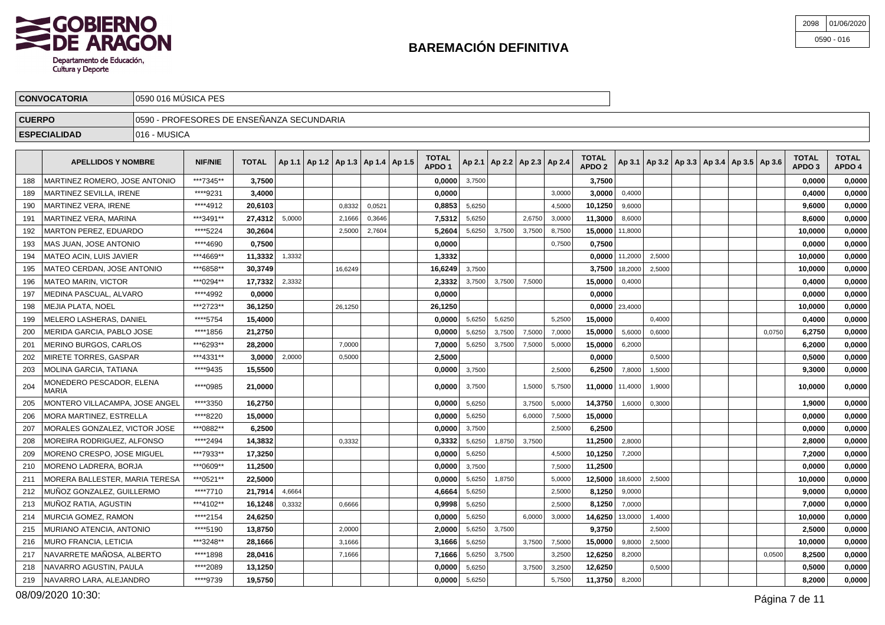# BAREMACIÓN DEFINITIVA

| CONVOCATORIA | 0590 016 MÚSICA PES |
|---|---|
| CUERPO | 0590 - PROFESORES DE ENSEÑANZA SECUNDARIA |
| ESPECIALIDAD | 016 - MUSICA |

| | APELLIDOS Y NOMBRE | NIF/NIE | TOTAL | Ap 1.1 | Ap 1.2 | Ap 1.3 | Ap 1.4 | Ap 1.5 | TOTAL APDO 1 | Ap 2.1 | Ap 2.2 | Ap 2.3 | Ap 2.4 | TOTAL APDO 2 | Ap 3.1 | Ap 3.2 | Ap 3.3 | Ap 3.4 | Ap 3.5 | Ap 3.6 | TOTAL APDO 3 | TOTAL APDO 4 |
|---|---|---|---|---|---|---|---|---|---|---|---|---|---|---|---|---|---|---|---|---|---|---|
| 188 | MARTINEZ ROMERO, JOSE ANTONIO | ***7345** | 3,7500 | | | | | | 0,0000 | 3,7500 | | | | 3,7500 | | | | | | | 0,0000 | 0,0000 |
| 189 | MARTINEZ SEVILLA, IRENE | ****9231 | 3,4000 | | | | | | 0,0000 | | | | 3,0000 | 3,0000 | 0,4000 | | | | | | 0,4000 | 0,0000 |
| 190 | MARTINEZ VERA, IRENE | ****4912 | 20,6103 | | | 0,8332 | 0,0521 | | 0,8853 | 5,6250 | | | 4,5000 | 10,1250 | 9,6000 | | | | | | 9,6000 | 0,0000 |
| 191 | MARTINEZ VERA, MARINA | ***3491** | 27,4312 | 5,0000 | | 2,1666 | 0,3646 | | 7,5312 | 5,6250 | | 2,6750 | 3,0000 | 11,3000 | 8,6000 | | | | | | 8,6000 | 0,0000 |
| 192 | MARTON PEREZ, EDUARDO | ****5224 | 30,2604 | | | 2,5000 | 2,7604 | | 5,2604 | 5,6250 | 3,7500 | 3,7500 | 8,7500 | 15,0000 | 11,8000 | | | | | | 10,0000 | 0,0000 |
| 193 | MAS JUAN, JOSE ANTONIO | ****4690 | 0,7500 | | | | | | 0,0000 | | | | 0,7500 | 0,7500 | | | | | | | 0,0000 | 0,0000 |
| 194 | MATEO ACIN, LUIS JAVIER | ***4669** | 11,3332 | 1,3332 | | | | | 1,3332 | | | | | 0,0000 | 11,2000 | 2,5000 | | | | | 10,0000 | 0,0000 |
| 195 | MATEO CERDAN, JOSE ANTONIO | ***6858** | 30,3749 | | | 16,6249 | | | 16,6249 | 3,7500 | | | | 3,7500 | 18,2000 | 2,5000 | | | | | 10,0000 | 0,0000 |
| 196 | MATEO MARIN, VICTOR | ***0294** | 17,7332 | 2,3332 | | | | | 2,3332 | 3,7500 | 3,7500 | 7,5000 | | 15,0000 | 0,4000 | | | | | | 0,4000 | 0,0000 |
| 197 | MEDINA PASCUAL, ALVARO | ****4992 | 0,0000 | | | | | | 0,0000 | | | | | 0,0000 | | | | | | | 0,0000 | 0,0000 |
| 198 | MEJIA PLATA, NOEL | ***2723** | 36,1250 | | | 26,1250 | | | 26,1250 | | | | | 0,0000 | 23,4000 | | | | | | 10,0000 | 0,0000 |
| 199 | MELERO LASHERAS, DANIEL | ****5754 | 15,4000 | | | | | | 0,0000 | 5,6250 | 5,6250 | | 5,2500 | 15,0000 | | 0,4000 | | | | | 0,4000 | 0,0000 |
| 200 | MERIDA GARCIA, PABLO JOSE | ****1856 | 21,2750 | | | | | | 0,0000 | 5,6250 | 3,7500 | 7,5000 | 7,0000 | 15,0000 | 5,6000 | 0,6000 | | | | 0,0750 | 6,2750 | 0,0000 |
| 201 | MERINO BURGOS, CARLOS | ***6293** | 28,2000 | | | 7,0000 | | | 7,0000 | 5,6250 | 3,7500 | 7,5000 | 5,0000 | 15,0000 | 6,2000 | | | | | | 6,2000 | 0,0000 |
| 202 | MIRETE TORRES, GASPAR | ***4331** | 3,0000 | 2,0000 | | 0,5000 | | | 2,5000 | | | | | 0,0000 | | 0,5000 | | | | | 0,5000 | 0,0000 |
| 203 | MOLINA GARCIA, TATIANA | ****9435 | 15,5500 | | | | | | 0,0000 | 3,7500 | | | 2,5000 | 6,2500 | 7,8000 | 1,5000 | | | | | 9,3000 | 0,0000 |
| 204 | MONEDERO PESCADOR, ELENA MARIA | ****0985 | 21,0000 | | | | | | 0,0000 | 3,7500 | | 1,5000 | 5,7500 | 11,0000 | 11,4000 | 1,9000 | | | | | 10,0000 | 0,0000 |
| 205 | MONTERO VILLACAMPA, JOSE ANGEL | ****3350 | 16,2750 | | | | | | 0,0000 | 5,6250 | | 3,7500 | 5,0000 | 14,3750 | 1,6000 | 0,3000 | | | | | 1,9000 | 0,0000 |
| 206 | MORA MARTINEZ, ESTRELLA | ****8220 | 15,0000 | | | | | | 0,0000 | 5,6250 | | 6,0000 | 7,5000 | 15,0000 | | | | | | | 0,0000 | 0,0000 |
| 207 | MORALES GONZALEZ, VICTOR JOSE | ***0882** | 6,2500 | | | | | | 0,0000 | 3,7500 | | | 2,5000 | 6,2500 | | | | | | | 0,0000 | 0,0000 |
| 208 | MOREIRA RODRIGUEZ, ALFONSO | ****2494 | 14,3832 | | | 0,3332 | | | 0,3332 | 5,6250 | 1,8750 | 3,7500 | | 11,2500 | 2,8000 | | | | | | 2,8000 | 0,0000 |
| 209 | MORENO CRESPO, JOSE MIGUEL | ***7933** | 17,3250 | | | | | | 0,0000 | 5,6250 | | | 4,5000 | 10,1250 | 7,2000 | | | | | | 7,2000 | 0,0000 |
| 210 | MORENO LADRERA, BORJA | ***0609** | 11,2500 | | | | | | 0,0000 | 3,7500 | | | 7,5000 | 11,2500 | | | | | | | 0,0000 | 0,0000 |
| 211 | MORERA BALLESTER, MARIA TERESA | ***0521** | 22,5000 | | | | | | 0,0000 | 5,6250 | 1,8750 | | 5,0000 | 12,5000 | 18,6000 | 2,5000 | | | | | 10,0000 | 0,0000 |
| 212 | MUÑOZ GONZALEZ, GUILLERMO | ****7710 | 21,7914 | 4,6664 | | | | | 4,6664 | 5,6250 | | | 2,5000 | 8,1250 | 9,0000 | | | | | | 9,0000 | 0,0000 |
| 213 | MUÑOZ RATIA, AGUSTIN | ***4102** | 16,1248 | 0,3332 | | 0,6666 | | | 0,9998 | 5,6250 | | | 2,5000 | 8,1250 | 7,0000 | | | | | | 7,0000 | 0,0000 |
| 214 | MURCIA GOMEZ, RAMON | ****2154 | 24,6250 | | | | | | 0,0000 | 5,6250 | | 6,0000 | 3,0000 | 14,6250 | 13,0000 | 1,4000 | | | | | 10,0000 | 0,0000 |
| 215 | MURIANO ATENCIA, ANTONIO | ****5190 | 13,8750 | | | 2,0000 | | | 2,0000 | 5,6250 | 3,7500 | | | 9,3750 | | 2,5000 | | | | | 2,5000 | 0,0000 |
| 216 | MURO FRANCIA, LETICIA | ***3248** | 28,1666 | | | 3,1666 | | | 3,1666 | 5,6250 | | 3,7500 | 7,5000 | 15,0000 | 9,8000 | 2,5000 | | | | | 10,0000 | 0,0000 |
| 217 | NAVARRETE MAÑOSA, ALBERTO | ****1898 | 28,0416 | | | 7,1666 | | | 7,1666 | 5,6250 | 3,7500 | | 3,2500 | 12,6250 | 8,2000 | | | | | 0,0500 | 8,2500 | 0,0000 |
| 218 | NAVARRO AGUSTIN, PAULA | ****2089 | 13,1250 | | | | | | 0,0000 | 5,6250 | | 3,7500 | 3,2500 | 12,6250 | | 0,5000 | | | | | 0,5000 | 0,0000 |
| 219 | NAVARRO LARA, ALEJANDRO | ****9739 | 19,5750 | | | | | | 0,0000 | 5,6250 | | | 5,7500 | 11,3750 | 8,2000 | | | | | | 8,2000 | 0,0000 |

08/09/2020 10:30: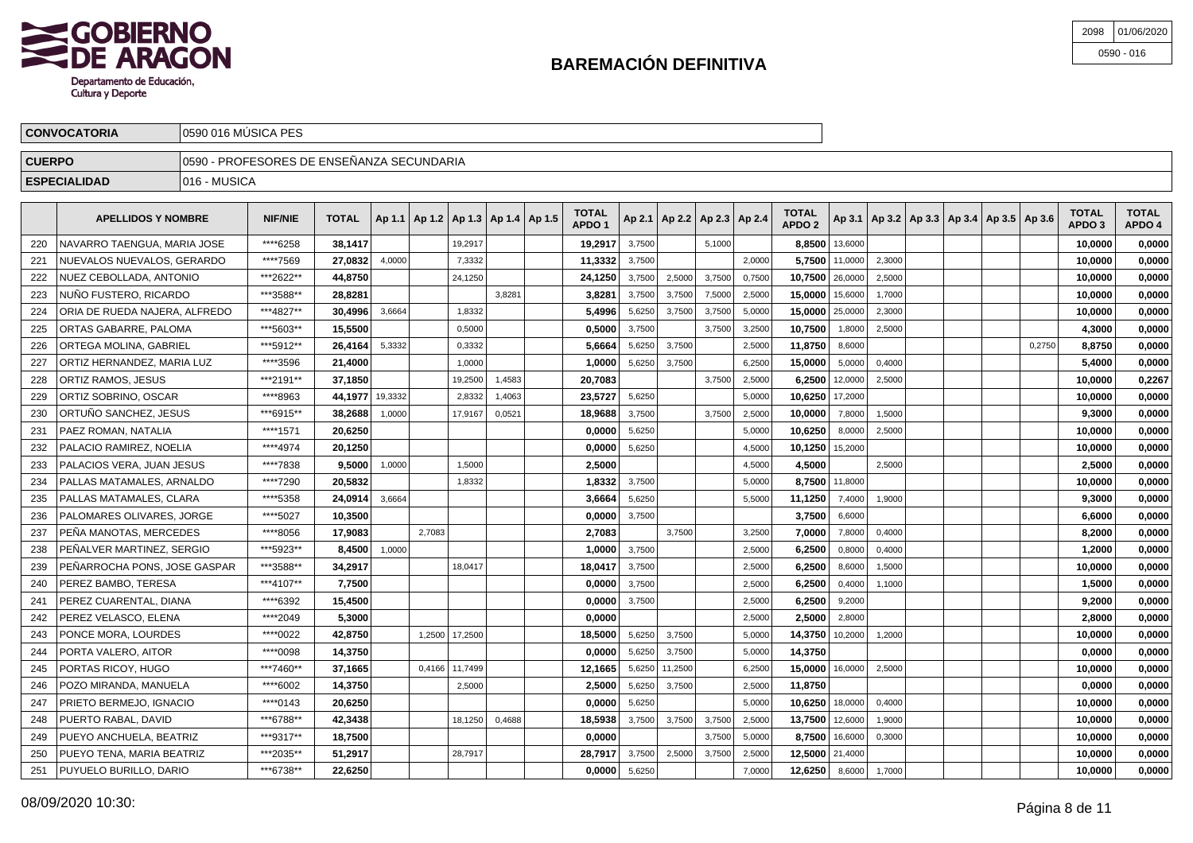# BAREMACIÓN DEFINITIVA

2098 | 01/06/2020
0590 - 016

GOBIERNO DE ARAGON
Departamento de Educación, Cultura y Deporte

| CONVOCATORIA | 0590 016 MÚSICA PES |
|---|---|
| CUERPO | 0590 - PROFESORES DE ENSEÑANZA SECUNDARIA |
| ESPECIALIDAD | 016 - MUSICA |

| | APELLIDOS Y NOMBRE | NIF/NIE | TOTAL | Ap 1.1 | Ap 1.2 | Ap 1.3 | Ap 1.4 | Ap 1.5 | TOTAL APDO 1 | Ap 2.1 | Ap 2.2 | Ap 2.3 | Ap 2.4 | TOTAL APDO 2 | Ap 3.1 | Ap 3.2 | Ap 3.3 | Ap 3.4 | Ap 3.5 | Ap 3.6 | TOTAL APDO 3 | TOTAL APDO 4 |
|---|---|---|---|---|---|---|---|---|---|---|---|---|---|---|---|---|---|---|---|---|---|---|
| 220 | NAVARRO TAENGUA, MARIA JOSE | ****6258 | 38,1417 | | | 19,2917 | | | 19,2917 | 3,7500 | | 5,1000 | | 8,8500 | 13,6000 | | | | | | 10,0000 | 0,0000 |
| 221 | NUEVALOS NUEVALOS, GERARDO | ****7569 | 27,0832 | 4,0000 | | 7,3332 | | | 11,3332 | 3,7500 | | | 2,0000 | 5,7500 | 11,0000 | 2,3000 | | | | | 10,0000 | 0,0000 |
| 222 | NUEZ CEBOLLADA, ANTONIO | ***2622** | 44,8750 | | | 24,1250 | | | 24,1250 | 3,7500 | 2,5000 | 3,7500 | 0,7500 | 10,7500 | 26,0000 | 2,5000 | | | | | 10,0000 | 0,0000 |
| 223 | NUÑO FUSTERO, RICARDO | ***3588** | 28,8281 | | | | 3,8281 | | 3,8281 | 3,7500 | 3,7500 | 7,5000 | 2,5000 | 15,0000 | 15,6000 | 1,7000 | | | | | 10,0000 | 0,0000 |
| 224 | ORIA DE RUEDA NAJERA, ALFREDO | ***4827** | 30,4996 | 3,6664 | | 1,8332 | | | 5,4996 | 5,6250 | 3,7500 | 3,7500 | 5,0000 | 15,0000 | 25,0000 | 2,3000 | | | | | 10,0000 | 0,0000 |
| 225 | ORTAS GABARRE, PALOMA | ***5603** | 15,5500 | | | 0,5000 | | | 0,5000 | 3,7500 | | 3,7500 | 3,2500 | 10,7500 | 1,8000 | 2,5000 | | | | | 4,3000 | 0,0000 |
| 226 | ORTEGA MOLINA, GABRIEL | ***5912** | 26,4164 | 5,3332 | | 0,3332 | | | 5,6664 | 5,6250 | 3,7500 | | 2,5000 | 11,8750 | 8,6000 | | | | | 0,2750 | 8,8750 | 0,0000 |
| 227 | ORTIZ HERNANDEZ, MARIA LUZ | ****3596 | 21,4000 | | | 1,0000 | | | 1,0000 | 5,6250 | 3,7500 | | 6,2500 | 15,0000 | 5,0000 | 0,4000 | | | | | 5,4000 | 0,0000 |
| 228 | ORTIZ RAMOS, JESUS | ***2191** | 37,1850 | | | 19,2500 | 1,4583 | | 20,7083 | | | 3,7500 | 2,5000 | 6,2500 | 12,0000 | 2,5000 | | | | | 10,0000 | 0,2267 |
| 229 | ORTIZ SOBRINO, OSCAR | ****8963 | 44,1977 | 19,3332 | | 2,8332 | 1,4063 | | 23,5727 | 5,6250 | | | 5,0000 | 10,6250 | 17,2000 | | | | | | 10,0000 | 0,0000 |
| 230 | ORTUÑO SANCHEZ, JESUS | ***6915** | 38,2688 | 1,0000 | | 17,9167 | 0,0521 | | 18,9688 | 3,7500 | | 3,7500 | 2,5000 | 10,0000 | 7,8000 | 1,5000 | | | | | 9,3000 | 0,0000 |
| 231 | PAEZ ROMAN, NATALIA | ****1571 | 20,6250 | | | | | | 0,0000 | 5,6250 | | | 5,0000 | 10,6250 | 8,0000 | 2,5000 | | | | | 10,0000 | 0,0000 |
| 232 | PALACIO RAMIREZ, NOELIA | ****4974 | 20,1250 | | | | | | 0,0000 | 5,6250 | | | 4,5000 | 10,1250 | 15,2000 | | | | | | 10,0000 | 0,0000 |
| 233 | PALACIOS VERA, JUAN JESUS | ****7838 | 9,5000 | 1,0000 | | 1,5000 | | | 2,5000 | | | | 4,5000 | 4,5000 | | 2,5000 | | | | | 2,5000 | 0,0000 |
| 234 | PALLAS MATAMALES, ARNALDO | ****7290 | 20,5832 | | | 1,8332 | | | 1,8332 | 3,7500 | | | 5,0000 | 8,7500 | 11,8000 | | | | | | 10,0000 | 0,0000 |
| 235 | PALLAS MATAMALES, CLARA | ****5358 | 24,0914 | 3,6664 | | | | | 3,6664 | 5,6250 | | | 5,5000 | 11,1250 | 7,4000 | 1,9000 | | | | | 9,3000 | 0,0000 |
| 236 | PALOMARES OLIVARES, JORGE | ****5027 | 10,3500 | | | | | | 0,0000 | 3,7500 | | | | 3,7500 | 6,6000 | | | | | | 6,6000 | 0,0000 |
| 237 | PEÑA MANOTAS, MERCEDES | ****8056 | 17,9083 | | 2,7083 | | | | 2,7083 | | 3,7500 | | 3,2500 | 7,0000 | 7,8000 | 0,4000 | | | | | 8,2000 | 0,0000 |
| 238 | PEÑALVER MARTINEZ, SERGIO | ***5923** | 8,4500 | 1,0000 | | | | | 1,0000 | 3,7500 | | | 2,5000 | 6,2500 | 0,8000 | 0,4000 | | | | | 1,2000 | 0,0000 |
| 239 | PEÑARROCHA PONS, JOSE GASPAR | ***3588** | 34,2917 | | | 18,0417 | | | 18,0417 | 3,7500 | | | 2,5000 | 6,2500 | 8,6000 | 1,5000 | | | | | 10,0000 | 0,0000 |
| 240 | PEREZ BAMBO, TERESA | ***4107** | 7,7500 | | | | | | 0,0000 | 3,7500 | | | 2,5000 | 6,2500 | 0,4000 | 1,1000 | | | | | 1,5000 | 0,0000 |
| 241 | PEREZ CUARENTAL, DIANA | ****6392 | 15,4500 | | | | | | 0,0000 | 3,7500 | | | 2,5000 | 6,2500 | 9,2000 | | | | | | 9,2000 | 0,0000 |
| 242 | PEREZ VELASCO, ELENA | ****2049 | 5,3000 | | | | | | 0,0000 | | | | 2,5000 | 2,5000 | 2,8000 | | | | | | 2,8000 | 0,0000 |
| 243 | PONCE MORA, LOURDES | ****0022 | 42,8750 | | 1,2500 | 17,2500 | | | 18,5000 | 5,6250 | 3,7500 | | 5,0000 | 14,3750 | 10,2000 | 1,2000 | | | | | 10,0000 | 0,0000 |
| 244 | PORTA VALERO, AITOR | ****0098 | 14,3750 | | | | | | 0,0000 | 5,6250 | 3,7500 | | 5,0000 | 14,3750 | | | | | | | 0,0000 | 0,0000 |
| 245 | PORTAS RICOY, HUGO | ***7460** | 37,1665 | | 0,4166 | 11,7499 | | | 12,1665 | 5,6250 | 11,2500 | | 6,2500 | 15,0000 | 16,0000 | 2,5000 | | | | | 10,0000 | 0,0000 |
| 246 | POZO MIRANDA, MANUELA | ****6002 | 14,3750 | | | 2,5000 | | | 2,5000 | 5,6250 | 3,7500 | | 2,5000 | 11,8750 | | | | | | | 0,0000 | 0,0000 |
| 247 | PRIETO BERMEJO, IGNACIO | ****0143 | 20,6250 | | | | | | 0,0000 | 5,6250 | | | 5,0000 | 10,6250 | 18,0000 | 0,4000 | | | | | 10,0000 | 0,0000 |
| 248 | PUERTO RABAL, DAVID | ***6788** | 42,3438 | | | 18,1250 | 0,4688 | | 18,5938 | 3,7500 | 3,7500 | 3,7500 | 2,5000 | 13,7500 | 12,6000 | 1,9000 | | | | | 10,0000 | 0,0000 |
| 249 | PUEYO ANCHUELA, BEATRIZ | ***9317** | 18,7500 | | | | | | 0,0000 | | | 3,7500 | 5,0000 | 8,7500 | 16,6000 | 0,3000 | | | | | 10,0000 | 0,0000 |
| 250 | PUEYO TENA, MARIA BEATRIZ | ***2035** | 51,2917 | | | 28,7917 | | | 28,7917 | 3,7500 | 2,5000 | 3,7500 | 2,5000 | 12,5000 | 21,4000 | | | | | | 10,0000 | 0,0000 |
| 251 | PUYUELO BURILLO, DARIO | ***6738** | 22,6250 | | | | | | 0,0000 | 5,6250 | | | 7,0000 | 12,6250 | 8,6000 | 1,7000 | | | | | 10,0000 | 0,0000 |

08/09/2020 10:30: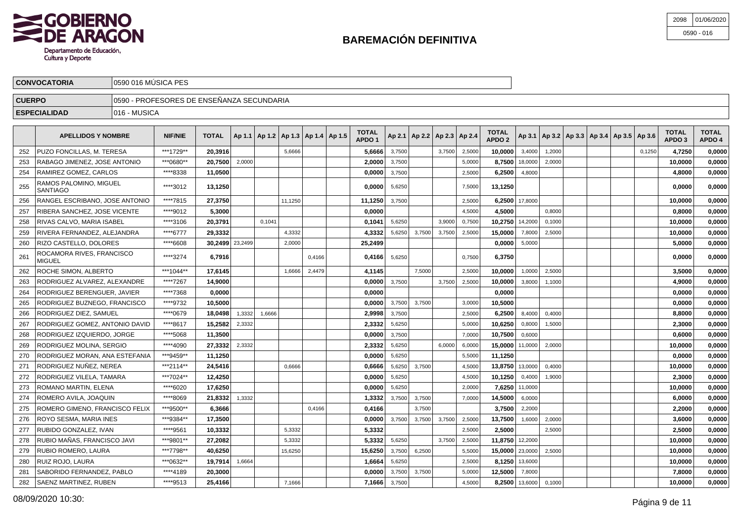**GOBIERNO DE ARAGON**
Departamento de Educación, Cultura y Deporte

# BAREMACIÓN DEFINITIVA

| 2098 | 01/06/2020 |
|---|---|
| 0590 - 016 | |

| | |
|---|---|
| **CONVOCATORIA** | 0590 016 MÚSICA PES |
| **CUERPO** | 0590 - PROFESORES DE ENSEÑANZA SECUNDARIA |
| **ESPECIALIDAD** | 016 - MUSICA |

| | APELLIDOS Y NOMBRE | NIF/NIE | TOTAL | Ap 1.1 | Ap 1.2 | Ap 1.3 | Ap 1.4 | Ap 1.5 | TOTAL APDO 1 | Ap 2.1 | Ap 2.2 | Ap 2.3 | Ap 2.4 | TOTAL APDO 2 | Ap 3.1 | Ap 3.2 | Ap 3.3 | Ap 3.4 | Ap 3.5 | Ap 3.6 | TOTAL APDO 3 | TOTAL APDO 4 |
|---|---|---|---|---|---|---|---|---|---|---|---|---|---|---|---|---|---|---|---|---|---|---|
| 252 | PUZO FONCILLAS, M. TERESA | ***1729** | 20,3916 | | | 5,6666 | | | 5,6666 | 3,7500 | | 3,7500 | 2,5000 | 10,0000 | 3,4000 | 1,2000 | | | | 0,1250 | 4,7250 | 0,0000 |
| 253 | RABAGO JIMENEZ, JOSE ANTONIO | ***0680** | 20,7500 | 2,0000 | | | | | 2,0000 | 3,7500 | | | 5,0000 | 8,7500 | 18,0000 | 2,0000 | | | | | 10,0000 | 0,0000 |
| 254 | RAMIREZ GOMEZ, CARLOS | ****8338 | 11,0500 | | | | | | 0,0000 | 3,7500 | | | 2,5000 | 6,2500 | 4,8000 | | | | | | 4,8000 | 0,0000 |
| 255 | RAMOS PALOMINO, MIGUEL SANTIAGO | ****3012 | 13,1250 | | | | | | 0,0000 | 5,6250 | | | 7,5000 | 13,1250 | | | | | | | 0,0000 | 0,0000 |
| 256 | RANGEL ESCRIBANO, JOSE ANTONIO | ****7815 | 27,3750 | | | 11,1250 | | | 11,1250 | 3,7500 | | | 2,5000 | 6,2500 | 17,8000 | | | | | | 10,0000 | 0,0000 |
| 257 | RIBERA SANCHEZ, JOSE VICENTE | ****9012 | 5,3000 | | | | | | 0,0000 | | | | 4,5000 | 4,5000 | | 0,8000 | | | | | 0,8000 | 0,0000 |
| 258 | RIVAS CALVO, MARIA ISABEL | ****3106 | 20,3791 | | 0,1041 | | | | 0,1041 | 5,6250 | | 3,9000 | 0,7500 | 10,2750 | 14,2000 | 0,1000 | | | | | 10,0000 | 0,0000 |
| 259 | RIVERA FERNANDEZ, ALEJANDRA | ****6777 | 29,3332 | | | 4,3332 | | | 4,3332 | 5,6250 | 3,7500 | 3,7500 | 2,5000 | 15,0000 | 7,8000 | 2,5000 | | | | | 10,0000 | 0,0000 |
| 260 | RIZO CASTELLO, DOLORES | ****6608 | 30,2499 | 23,2499 | | 2,0000 | | | 25,2499 | | | | | 0,0000 | 5,0000 | | | | | | 5,0000 | 0,0000 |
| 261 | ROCAMORA RIVES, FRANCISCO MIGUEL | ****3274 | 6,7916 | | | | 0,4166 | | 0,4166 | 5,6250 | | | 0,7500 | 6,3750 | | | | | | | 0,0000 | 0,0000 |
| 262 | ROCHE SIMON, ALBERTO | ***1044** | 17,6145 | | | 1,6666 | 2,4479 | | 4,1145 | | 7,5000 | | 2,5000 | 10,0000 | 1,0000 | 2,5000 | | | | | 3,5000 | 0,0000 |
| 263 | RODRIGUEZ ALVAREZ, ALEXANDRE | ****7267 | 14,9000 | | | | | | 0,0000 | 3,7500 | | 3,7500 | 2,5000 | 10,0000 | 3,8000 | 1,1000 | | | | | 4,9000 | 0,0000 |
| 264 | RODRIGUEZ BERENGUER, JAVIER | ****7368 | 0,0000 | | | | | | 0,0000 | | | | | 0,0000 | | | | | | | 0,0000 | 0,0000 |
| 265 | RODRIGUEZ BUZNEGO, FRANCISCO | ****9732 | 10,5000 | | | | | | 0,0000 | 3,7500 | 3,7500 | | 3,0000 | 10,5000 | | | | | | | 0,0000 | 0,0000 |
| 266 | RODRIGUEZ DIEZ, SAMUEL | ****0679 | 18,0498 | 1,3332 | 1,6666 | | | | 2,9998 | 3,7500 | | | 2,5000 | 6,2500 | 8,4000 | 0,4000 | | | | | 8,8000 | 0,0000 |
| 267 | RODRIGUEZ GOMEZ, ANTONIO DAVID | ****8617 | 15,2582 | 2,3332 | | | | | 2,3332 | 5,6250 | | | 5,0000 | 10,6250 | 0,8000 | 1,5000 | | | | | 2,3000 | 0,0000 |
| 268 | RODRIGUEZ IZQUIERDO, JORGE | ****5068 | 11,3500 | | | | | | 0,0000 | 3,7500 | | | 7,0000 | 10,7500 | 0,6000 | | | | | | 0,6000 | 0,0000 |
| 269 | RODRIGUEZ MOLINA, SERGIO | ****4090 | 27,3332 | 2,3332 | | | | | 2,3332 | 5,6250 | | 6,0000 | 6,0000 | 15,0000 | 11,0000 | 2,0000 | | | | | 10,0000 | 0,0000 |
| 270 | RODRIGUEZ MORAN, ANA ESTEFANIA | ***9459** | 11,1250 | | | | | | 0,0000 | 5,6250 | | | 5,5000 | 11,1250 | | | | | | | 0,0000 | 0,0000 |
| 271 | RODRIGUEZ NUÑEZ, NEREA | ***2114** | 24,5416 | | | 0,6666 | | | 0,6666 | 5,6250 | 3,7500 | | 4,5000 | 13,8750 | 13,0000 | 0,4000 | | | | | 10,0000 | 0,0000 |
| 272 | RODRIGUEZ VILELA, TAMARA | ***7024** | 12,4250 | | | | | | 0,0000 | 5,6250 | | | 4,5000 | 10,1250 | 0,4000 | 1,9000 | | | | | 2,3000 | 0,0000 |
| 273 | ROMANO MARTIN, ELENA | ****6020 | 17,6250 | | | | | | 0,0000 | 5,6250 | | | 2,0000 | 7,6250 | 11,0000 | | | | | | 10,0000 | 0,0000 |
| 274 | ROMERO AVILA, JOAQUIN | ****8069 | 21,8332 | 1,3332 | | | | | 1,3332 | 3,7500 | 3,7500 | | 7,0000 | 14,5000 | 6,0000 | | | | | | 6,0000 | 0,0000 |
| 275 | ROMERO GIMENO, FRANCISCO FELIX | ***9500** | 6,3666 | | | | 0,4166 | | 0,4166 | | 3,7500 | | | 3,7500 | 2,2000 | | | | | | 2,2000 | 0,0000 |
| 276 | ROYO SESMA, MARIA INES | ***9384** | 17,3500 | | | | | | 0,0000 | 3,7500 | 3,7500 | 3,7500 | 2,5000 | 13,7500 | 1,6000 | 2,0000 | | | | | 3,6000 | 0,0000 |
| 277 | RUBIDO GONZALEZ, IVAN | ****9561 | 10,3332 | | | 5,3332 | | | 5,3332 | | | | 2,5000 | 2,5000 | | 2,5000 | | | | | 2,5000 | 0,0000 |
| 278 | RUBIO MAÑAS, FRANCISCO JAVI | ***9801** | 27,2082 | | | 5,3332 | | | 5,3332 | 5,6250 | | 3,7500 | 2,5000 | 11,8750 | 12,2000 | | | | | | 10,0000 | 0,0000 |
| 279 | RUBIO ROMERO, LAURA | ***7798** | 40,6250 | | | 15,6250 | | | 15,6250 | 3,7500 | 6,2500 | | 5,5000 | 15,0000 | 23,0000 | 2,5000 | | | | | 10,0000 | 0,0000 |
| 280 | RUIZ ROJO, LAURA | ***0632** | 19,7914 | 1,6664 | | | | | 1,6664 | 5,6250 | | | 2,5000 | 8,1250 | 13,6000 | | | | | | 10,0000 | 0,0000 |
| 281 | SABORIDO FERNANDEZ, PABLO | ****4189 | 20,3000 | | | | | | 0,0000 | 3,7500 | 3,7500 | | 5,0000 | 12,5000 | 7,8000 | | | | | | 7,8000 | 0,0000 |
| 282 | SAENZ MARTINEZ, RUBEN | ****9513 | 25,4166 | | | 7,1666 | | | 7,1666 | 3,7500 | | | 4,5000 | 8,2500 | 13,6000 | 0,1000 | | | | | 10,0000 | 0,0000 |

08/09/2020 10:30: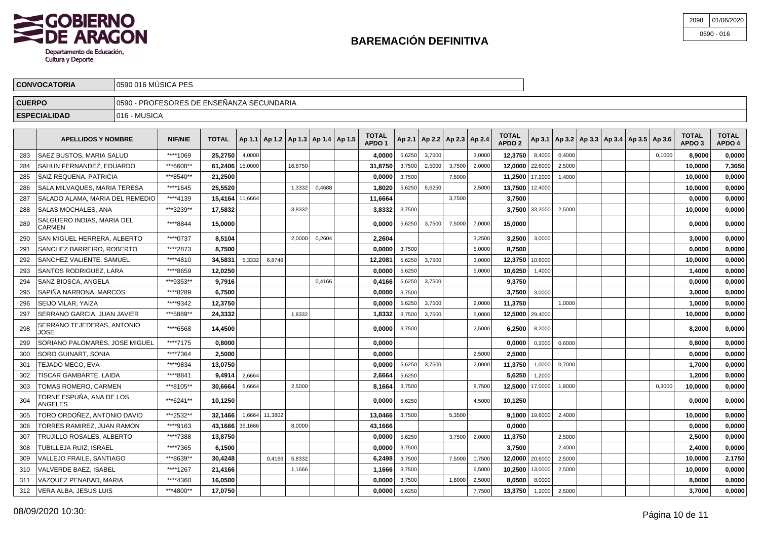# BAREMACIÓN DEFINITIVA

| 2098 | 01/06/2020 |
|---|---|
| 0590 - 016 | |

| | |
|---|---|
| **CONVOCATORIA** | 0590 016 MÚSICA PES |
| **CUERPO** | 0590 - PROFESORES DE ENSEÑANZA SECUNDARIA |
| **ESPECIALIDAD** | 016 - MUSICA |

| | APELLIDOS Y NOMBRE | NIF/NIE | TOTAL | Ap 1.1 | Ap 1.2 | Ap 1.3 | Ap 1.4 | Ap 1.5 | TOTAL APDO 1 | Ap 2.1 | Ap 2.2 | Ap 2.3 | Ap 2.4 | TOTAL APDO 2 | Ap 3.1 | Ap 3.2 | Ap 3.3 | Ap 3.4 | Ap 3.5 | Ap 3.6 | TOTAL APDO 3 | TOTAL APDO 4 |
|---|---|---|---|---|---|---|---|---|---|---|---|---|---|---|---|---|---|---|---|---|---|---|
| 283 | SAEZ BUSTOS, MARIA SALUD | ****1069 | 25,2750 | 4,0000 | | | | | 4,0000 | 5,6250 | 3,7500 | | 3,0000 | 12,3750 | 8,4000 | 0,4000 | | | | 0,1000 | 8,9000 | 0,0000 |
| 284 | SAHUN FERNANDEZ, EDUARDO | ***6608** | 61,2406 | 15,0000 | | 16,8750 | | | 31,8750 | 3,7500 | 2,5000 | 3,7500 | 2,0000 | 12,0000 | 22,6000 | 2,5000 | | | | | 10,0000 | 7,3656 |
| 285 | SAIZ REQUENA, PATRICIA | ***8540** | 21,2500 | | | | | | 0,0000 | 3,7500 | | 7,5000 | | 11,2500 | 17,2000 | 1,4000 | | | | | 10,0000 | 0,0000 |
| 286 | SALA MILVAQUES, MARIA TERESA | ****1645 | 25,5520 | | | 1,3332 | 0,4688 | | 1,8020 | 5,6250 | 5,6250 | | 2,5000 | 13,7500 | 12,4000 | | | | | | 10,0000 | 0,0000 |
| 287 | SALADO ALAMA, MARIA DEL REMEDIO | ****4139 | 15,4164 | 11,6664 | | | | | 11,6664 | | | 3,7500 | | 3,7500 | | | | | | | 0,0000 | 0,0000 |
| 288 | SALAS MOCHALES, ANA | ***3239** | 17,5832 | | | 3,8332 | | | 3,8332 | 3,7500 | | | | 3,7500 | 33,2000 | 2,5000 | | | | | 10,0000 | 0,0000 |
| 289 | SALGUERO INDIAS, MARIA DEL CARMEN | ****8844 | 15,0000 | | | | | | 0,0000 | 5,6250 | 3,7500 | 7,5000 | 7,0000 | 15,0000 | | | | | | | 0,0000 | 0,0000 |
| 290 | SAN MIGUEL HERRERA, ALBERTO | ****0737 | 8,5104 | | | 2,0000 | 0,2604 | | 2,2604 | | | | 3,2500 | 3,2500 | 3,0000 | | | | | | 3,0000 | 0,0000 |
| 291 | SANCHEZ BARREIRO, ROBERTO | ****2873 | 8,7500 | | | | | | 0,0000 | 3,7500 | | | 5,0000 | 8,7500 | | | | | | | 0,0000 | 0,0000 |
| 292 | SANCHEZ VALIENTE, SAMUEL | ****4810 | 34,5831 | 5,3332 | 6,8749 | | | | 12,2081 | 5,6250 | 3,7500 | | 3,0000 | 12,3750 | 10,6000 | | | | | | 10,0000 | 0,0000 |
| 293 | SANTOS RODRIGUEZ, LARA | ****8659 | 12,0250 | | | | | | 0,0000 | 5,6250 | | | 5,0000 | 10,6250 | 1,4000 | | | | | | 1,4000 | 0,0000 |
| 294 | SANZ BIOSCA, ANGELA | ***9353** | 9,7916 | | | | 0,4166 | | 0,4166 | 5,6250 | 3,7500 | | | 9,3750 | | | | | | | 0,0000 | 0,0000 |
| 295 | SAPIÑA NARBONA, MARCOS | ****8289 | 6,7500 | | | | | | 0,0000 | 3,7500 | | | | 3,7500 | 3,0000 | | | | | | 3,0000 | 0,0000 |
| 296 | SEIJO VILAR, YAIZA | ****9342 | 12,3750 | | | | | | 0,0000 | 5,6250 | 3,7500 | | 2,0000 | 11,3750 | | 1,0000 | | | | | 1,0000 | 0,0000 |
| 297 | SERRANO GARCIA, JUAN JAVIER | ***5889** | 24,3332 | | | 1,8332 | | | 1,8332 | 3,7500 | 3,7500 | | 5,0000 | 12,5000 | 29,4000 | | | | | | 10,0000 | 0,0000 |
| 298 | SERRANO TEJEDERAS, ANTONIO JOSE | ****6568 | 14,4500 | | | | | | 0,0000 | 3,7500 | | | 2,5000 | 6,2500 | 8,2000 | | | | | | 8,2000 | 0,0000 |
| 299 | SORIANO PALOMARES, JOSE MIGUEL | ****7175 | 0,8000 | | | | | | 0,0000 | | | | | 0,0000 | 0,2000 | 0,6000 | | | | | 0,8000 | 0,0000 |
| 300 | SORO GUINART, SONIA | ****7364 | 2,5000 | | | | | | 0,0000 | | | | 2,5000 | 2,5000 | | | | | | | 0,0000 | 0,0000 |
| 301 | TEJADO MECO, EVA | ****9834 | 13,0750 | | | | | | 0,0000 | 5,6250 | 3,7500 | | 2,0000 | 11,3750 | 1,0000 | 0,7000 | | | | | 1,7000 | 0,0000 |
| 302 | TISCAR GAMBARTE, LAIDA | ****8841 | 9,4914 | 2,6664 | | | | | 2,6664 | 5,6250 | | | | 5,6250 | 1,2000 | | | | | | 1,2000 | 0,0000 |
| 303 | TOMAS ROMERO, CARMEN | ***8105** | 30,6664 | 5,6664 | | 2,5000 | | | 8,1664 | 3,7500 | | | 8,7500 | 12,5000 | 17,0000 | 1,8000 | | | | 0,3000 | 10,0000 | 0,0000 |
| 304 | TORNE ESPUÑA, ANA DE LOS ANGELES | ***6241** | 10,1250 | | | | | | 0,0000 | 5,6250 | | | 4,5000 | 10,1250 | | | | | | | 0,0000 | 0,0000 |
| 305 | TORO ORDOÑEZ, ANTONIO DAVID | ***2532** | 32,1466 | 1,6664 | 11,3802 | | | | 13,0466 | 3,7500 | | 5,3500 | | 9,1000 | 19,6000 | 2,4000 | | | | | 10,0000 | 0,0000 |
| 306 | TORRES RAMIREZ, JUAN RAMON | ****9163 | 43,1666 | 35,1666 | | 8,0000 | | | 43,1666 | | | | | 0,0000 | | | | | | | 0,0000 | 0,0000 |
| 307 | TRUJILLO ROSALES, ALBERTO | ****7388 | 13,8750 | | | | | | 0,0000 | 5,6250 | | 3,7500 | 2,0000 | 11,3750 | | 2,5000 | | | | | 2,5000 | 0,0000 |
| 308 | TUBILLEJA RUIZ, ISRAEL | ****7365 | 6,1500 | | | | | | 0,0000 | 3,7500 | | | | 3,7500 | | 2,4000 | | | | | 2,4000 | 0,0000 |
| 309 | VALLEJO FRAILE, SANTIAGO | ***8639** | 30,4248 | | 0,4166 | 5,8332 | | | 6,2498 | 3,7500 | | 7,5000 | 0,7500 | 12,0000 | 20,6000 | 2,5000 | | | | | 10,0000 | 2,1750 |
| 310 | VALVERDE BAEZ, ISABEL | ****1267 | 21,4166 | | | 1,1666 | | | 1,1666 | 3,7500 | | | 6,5000 | 10,2500 | 13,0000 | 2,5000 | | | | | 10,0000 | 0,0000 |
| 311 | VAZQUEZ PENABAD, MARIA | ****4360 | 16,0500 | | | | | | 0,0000 | 3,7500 | | 1,8000 | 2,5000 | 8,0500 | 8,0000 | | | | | | 8,0000 | 0,0000 |
| 312 | VERA ALBA, JESUS LUIS | ***4800** | 17,0750 | | | | | | 0,0000 | 5,6250 | | | 7,7500 | 13,3750 | 1,2000 | 2,5000 | | | | | 3,7000 | 0,0000 |

08/09/2020 10:30: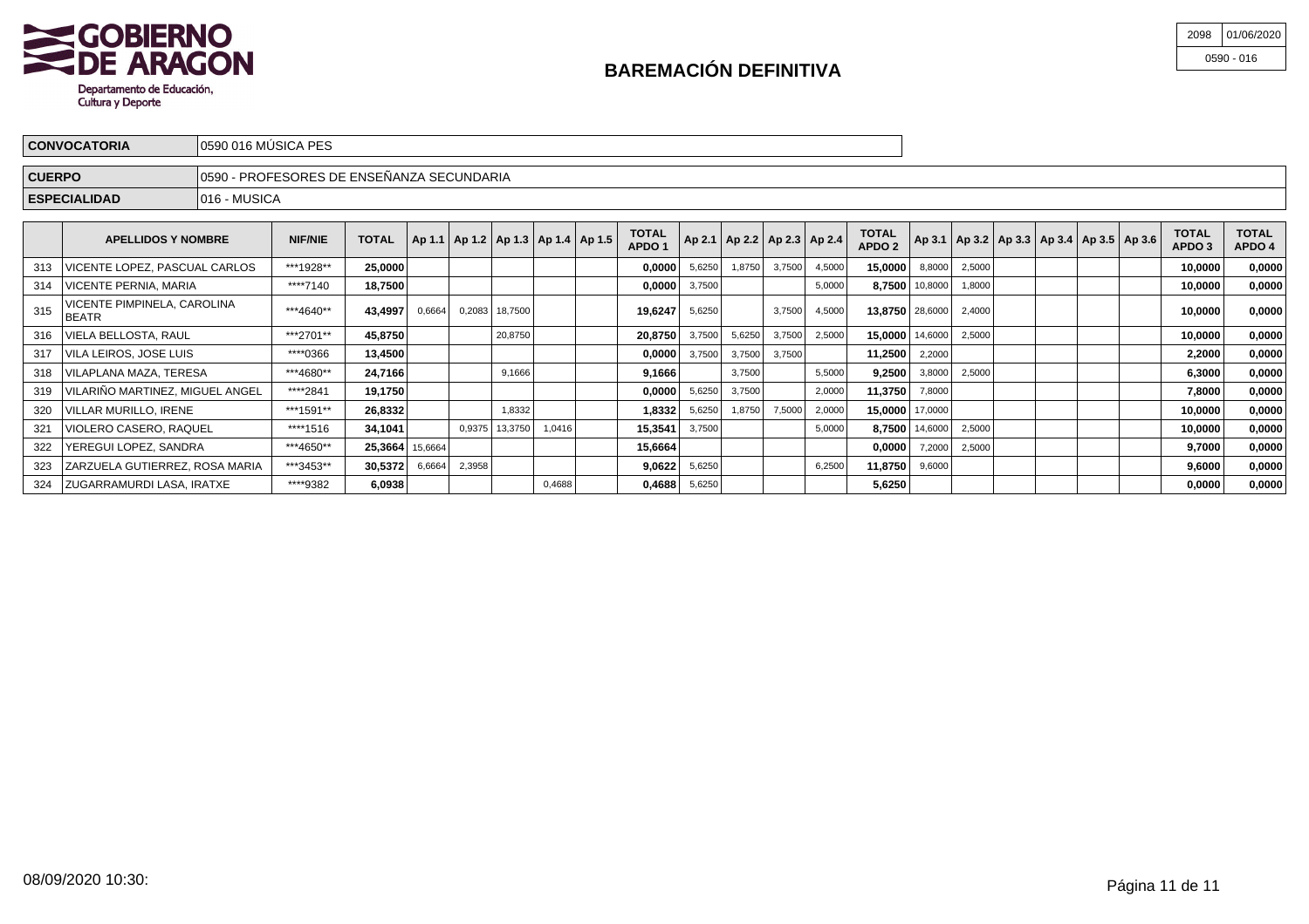# BAREMACIÓN DEFINITIVA

2098 | 01/06/2020
0590 - 016

| | |
|---|---|
| **CONVOCATORIA** | 0590 016 MÚSICA PES |
| **CUERPO** | 0590 - PROFESORES DE ENSEÑANZA SECUNDARIA |
| **ESPECIALIDAD** | 016 - MUSICA |

| | APELLIDOS Y NOMBRE | NIF/NIE | TOTAL | Ap 1.1 | Ap 1.2 | Ap 1.3 | Ap 1.4 | Ap 1.5 | TOTAL APDO 1 | Ap 2.1 | Ap 2.2 | Ap 2.3 | Ap 2.4 | TOTAL APDO 2 | Ap 3.1 | Ap 3.2 | Ap 3.3 | Ap 3.4 | Ap 3.5 | Ap 3.6 | TOTAL APDO 3 | TOTAL APDO 4 |
|---|---|---|---|---|---|---|---|---|---|---|---|---|---|---|---|---|---|---|---|---|---|---|
| 313 | VICENTE LOPEZ, PASCUAL CARLOS | ***1928** | **25,0000** | | | | | | **0,0000** | 5,6250 | 1,8750 | 3,7500 | 4,5000 | **15,0000** | 8,8000 | 2,5000 | | | | | **10,0000** | **0,0000** |
| 314 | VICENTE PERNIA, MARIA | ****7140 | **18,7500** | | | | | | **0,0000** | 3,7500 | | | 5,0000 | **8,7500** | 10,8000 | 1,8000 | | | | | **10,0000** | **0,0000** |
| 315 | VICENTE PIMPINELA, CAROLINA BEATR | ***4640** | **43,4997** | 0,6664 | 0,2083 | 18,7500 | | | **19,6247** | 5,6250 | | 3,7500 | 4,5000 | **13,8750** | 28,6000 | 2,4000 | | | | | **10,0000** | **0,0000** |
| 316 | VIELA BELLOSTA, RAUL | ***2701** | **45,8750** | | | 20,8750 | | | **20,8750** | 3,7500 | 5,6250 | 3,7500 | 2,5000 | **15,0000** | 14,6000 | 2,5000 | | | | | **10,0000** | **0,0000** |
| 317 | VILA LEIROS, JOSE LUIS | ****0366 | **13,4500** | | | | | | **0,0000** | 3,7500 | 3,7500 | 3,7500 | | **11,2500** | 2,2000 | | | | | | **2,2000** | **0,0000** |
| 318 | VILAPLANA MAZA, TERESA | ***4680** | **24,7166** | | | 9,1666 | | | **9,1666** | | 3,7500 | | 5,5000 | **9,2500** | 3,8000 | 2,5000 | | | | | **6,3000** | **0,0000** |
| 319 | VILARIÑO MARTINEZ, MIGUEL ANGEL | ****2841 | **19,1750** | | | | | | **0,0000** | 5,6250 | 3,7500 | | 2,0000 | **11,3750** | 7,8000 | | | | | | **7,8000** | **0,0000** |
| 320 | VILLAR MURILLO, IRENE | ***1591** | **26,8332** | | | 1,8332 | | | **1,8332** | 5,6250 | 1,8750 | 7,5000 | 2,0000 | **15,0000** | 17,0000 | | | | | | **10,0000** | **0,0000** |
| 321 | VIOLERO CASERO, RAQUEL | ****1516 | **34,1041** | | 0,9375 | 13,3750 | 1,0416 | | **15,3541** | 3,7500 | | | 5,0000 | **8,7500** | 14,6000 | 2,5000 | | | | | **10,0000** | **0,0000** |
| 322 | YEREGUI LOPEZ, SANDRA | ***4650** | **25,3664** | 15,6664 | | | | | **15,6664** | | | | | **0,0000** | 7,2000 | 2,5000 | | | | | **9,7000** | **0,0000** |
| 323 | ZARZUELA GUTIERREZ, ROSA MARIA | ***3453** | **30,5372** | 6,6664 | 2,3958 | | | | **9,0622** | 5,6250 | | | 6,2500 | **11,8750** | 9,6000 | | | | | | **9,6000** | **0,0000** |
| 324 | ZUGARRAMURDI LASA, IRATXE | ****9382 | **6,0938** | | | | 0,4688 | | **0,4688** | 5,6250 | | | | **5,6250** | | | | | | | **0,0000** | **0,0000** |

08/09/2020 10:30: